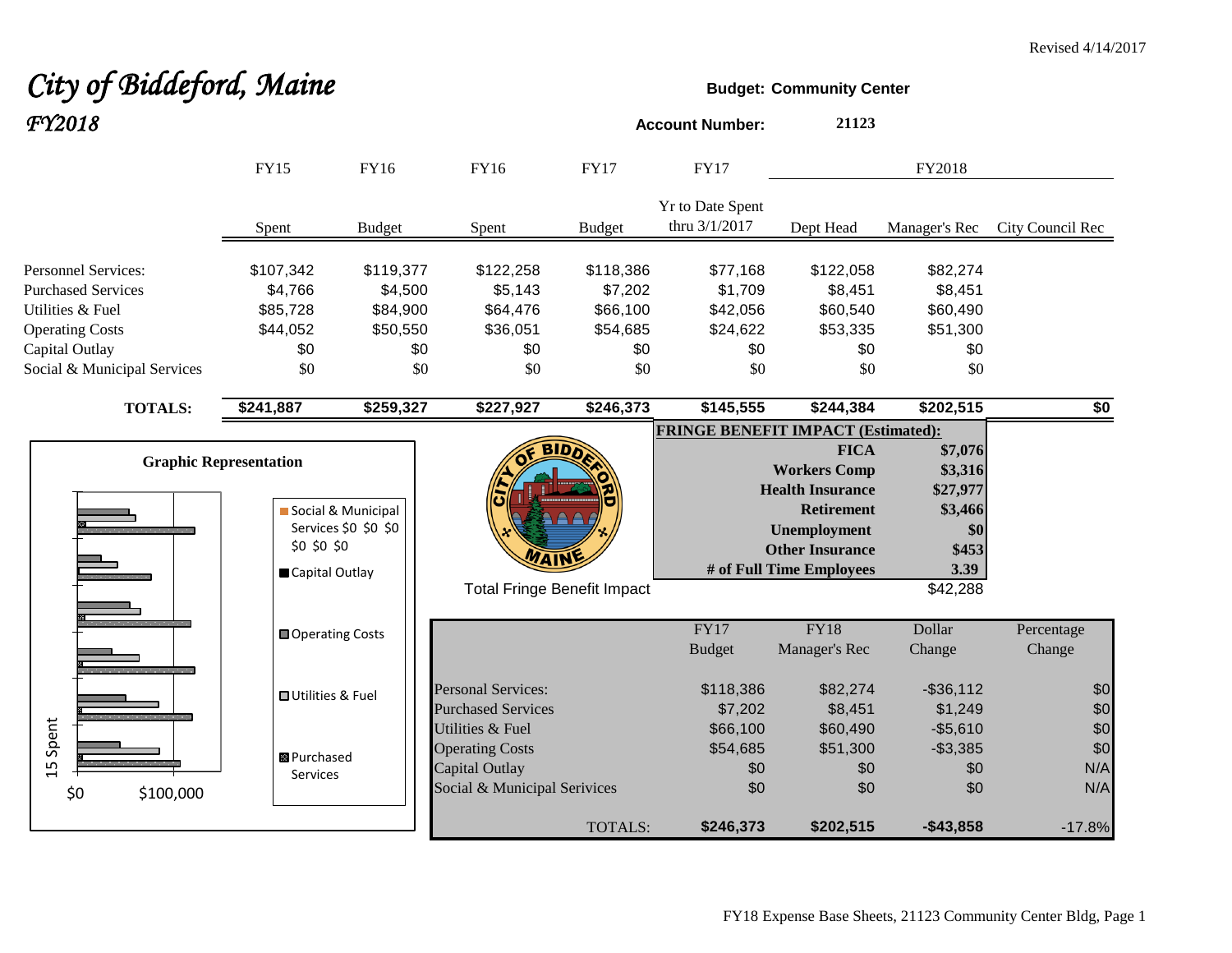Revised 4/14/2017

# *City of Biddeford, Maine*
## *FY2018*

**Budget: Community Center**

**Account Number:** **21123**

| | FY15 Spent | FY16 Budget | FY16 Spent | FY17 Budget | FY17 Yr to Date Spent thru 3/1/2017 | FY2018 Dept Head | FY2018 Manager's Rec | FY2018 City Council Rec |
|---|---|---|---|---|---|---|---|---|
| Personnel Services: | $107,342 | $119,377 | $122,258 | $118,386 | $77,168 | $122,058 | $82,274 | |
| Purchased Services | $4,766 | $4,500 | $5,143 | $7,202 | $1,709 | $8,451 | $8,451 | |
| Utilities & Fuel | $85,728 | $84,900 | $64,476 | $66,100 | $42,056 | $60,540 | $60,490 | |
| Operating Costs | $44,052 | $50,550 | $36,051 | $54,685 | $24,622 | $53,335 | $51,300 | |
| Capital Outlay | $0 | $0 | $0 | $0 | $0 | $0 | $0 | |
| Social & Municipal Services | $0 | $0 | $0 | $0 | $0 | $0 | $0 | |
| **TOTALS:** | **$241,887** | **$259,327** | **$227,927** | **$246,373** | **$145,555** | **$244,384** | **$202,515** | **$0** |

**FRINGE BENEFIT IMPACT (Estimated):**

| | |
|---|---|
| **FICA** | **$7,076** |
| **Workers Comp** | **$3,316** |
| **Health Insurance** | **$27,977** |
| **Retirement** | **$3,466** |
| **Unemployment** | **$0** |
| **Other Insurance** | **$453** |
| **# of Full Time Employees** | **3.39** |
| Total Fringe Benefit Impact | $42,288 |

**Graphic Representation**

| | FY17 Budget | FY18 Manager's Rec | Dollar Change | Percentage Change |
|---|---|---|---|---|
| Personal Services: | $118,386 | $82,274 | -$36,112 | $0 |
| Purchased Services | $7,202 | $8,451 | $1,249 | $0 |
| Utilities & Fuel | $66,100 | $60,490 | -$5,610 | $0 |
| Operating Costs | $54,685 | $51,300 | -$3,385 | $0 |
| Capital Outlay | $0 | $0 | $0 | N/A |
| Social & Municipal Serivices | $0 | $0 | $0 | N/A |
| TOTALS: | **$246,373** | **$202,515** | **-$43,858** | -17.8% |

FY18 Expense Base Sheets, 21123 Community Center Bldg, Page 1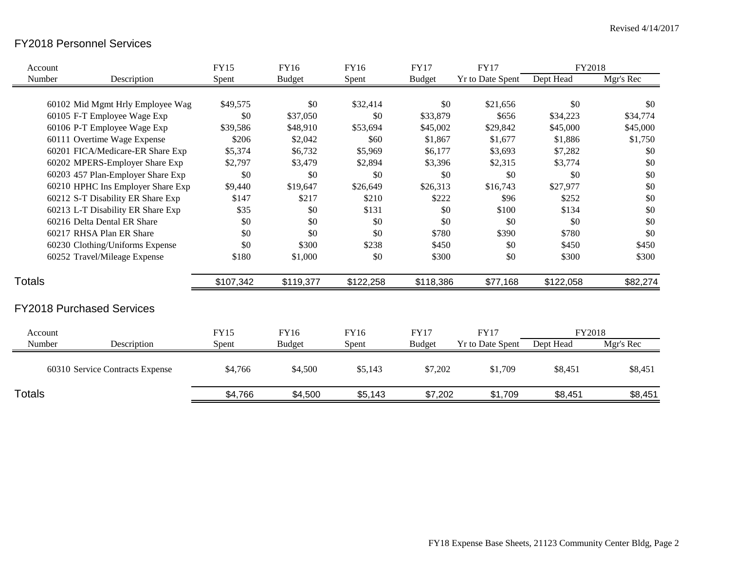Revised 4/14/2017

## FY2018 Personnel Services

| Account Number | Description | FY15 Spent | FY16 Budget | FY16 Spent | FY17 Budget | FY17 Yr to Date Spent | FY2018 Dept Head | FY2018 Mgr's Rec |
|---|---|---|---|---|---|---|---|---|
| 60102 | Mid Mgmt Hrly Employee Wag | $49,575 | $0 | $32,414 | $0 | $21,656 | $0 | $0 |
| 60105 | F-T Employee Wage Exp | $0 | $37,050 | $0 | $33,879 | $656 | $34,223 | $34,774 |
| 60106 | P-T Employee Wage Exp | $39,586 | $48,910 | $53,694 | $45,002 | $29,842 | $45,000 | $45,000 |
| 60111 | Overtime Wage Expense | $206 | $2,042 | $60 | $1,867 | $1,677 | $1,886 | $1,750 |
| 60201 | FICA/Medicare-ER Share Exp | $5,374 | $6,732 | $5,969 | $6,177 | $3,693 | $7,282 | $0 |
| 60202 | MPERS-Employer Share Exp | $2,797 | $3,479 | $2,894 | $3,396 | $2,315 | $3,774 | $0 |
| 60203 | 457 Plan-Employer Share Exp | $0 | $0 | $0 | $0 | $0 | $0 | $0 |
| 60210 | HPHC Ins Employer Share Exp | $9,440 | $19,647 | $26,649 | $26,313 | $16,743 | $27,977 | $0 |
| 60212 | S-T Disability ER Share Exp | $147 | $217 | $210 | $222 | $96 | $252 | $0 |
| 60213 | L-T Disability ER Share Exp | $35 | $0 | $131 | $0 | $100 | $134 | $0 |
| 60216 | Delta Dental ER Share | $0 | $0 | $0 | $0 | $0 | $0 | $0 |
| 60217 | RHSA Plan ER Share | $0 | $0 | $0 | $780 | $390 | $780 | $0 |
| 60230 | Clothing/Uniforms Expense | $0 | $300 | $238 | $450 | $0 | $450 | $450 |
| 60252 | Travel/Mileage Expense | $180 | $1,000 | $0 | $300 | $0 | $300 | $300 |
| **Totals** | | $107,342 | $119,377 | $122,258 | $118,386 | $77,168 | $122,058 | $82,274 |

## FY2018 Purchased Services

| Account Number | Description | FY15 Spent | FY16 Budget | FY16 Spent | FY17 Budget | FY17 Yr to Date Spent | FY2018 Dept Head | FY2018 Mgr's Rec |
|---|---|---|---|---|---|---|---|---|
| 60310 | Service Contracts Expense | $4,766 | $4,500 | $5,143 | $7,202 | $1,709 | $8,451 | $8,451 |
| **Totals** | | $4,766 | $4,500 | $5,143 | $7,202 | $1,709 | $8,451 | $8,451 |

FY18 Expense Base Sheets, 21123 Community Center Bldg, Page 2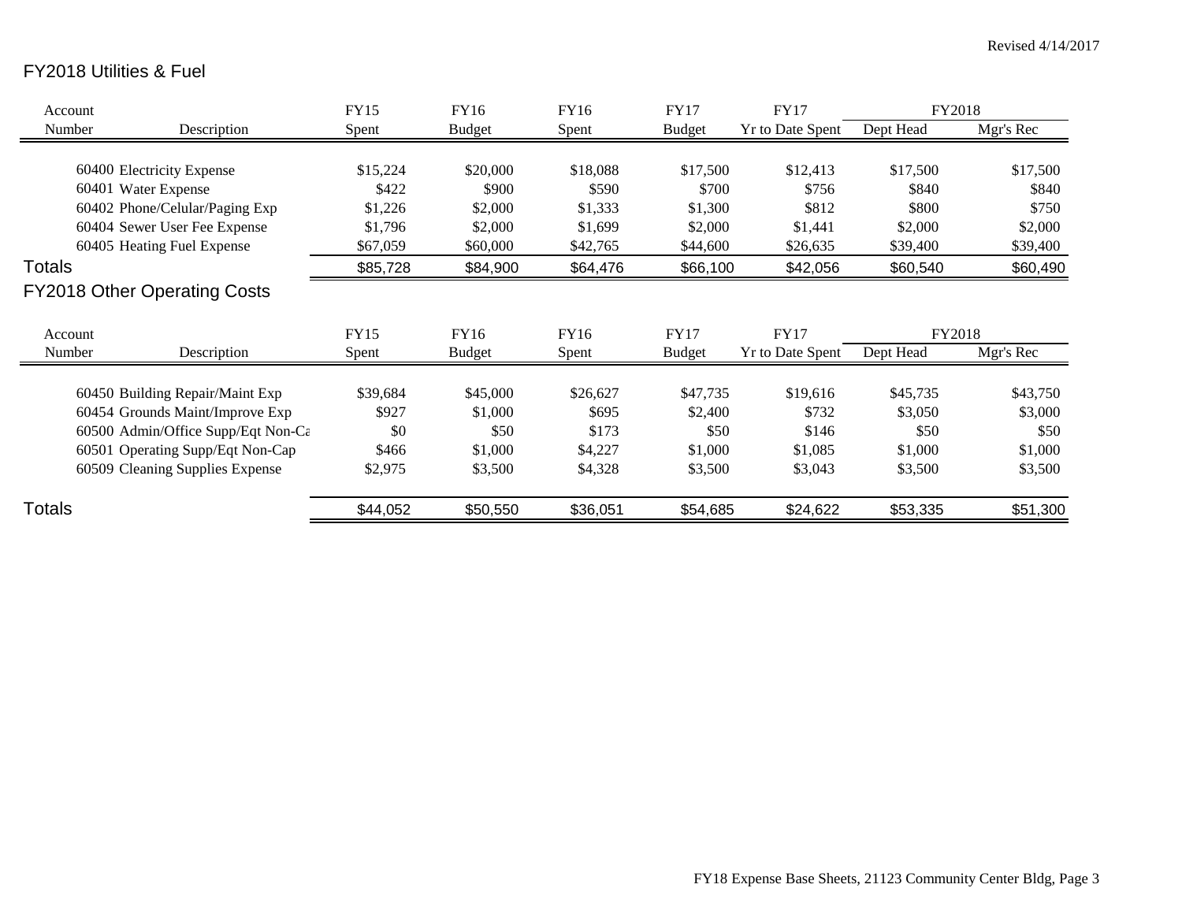Revised 4/14/2017

## FY2018 Utilities & Fuel

| Account Number | Description | FY15 Spent | FY16 Budget | FY16 Spent | FY17 Budget | FY17 Yr to Date Spent | FY2018 Dept Head | FY2018 Mgr's Rec |
|---|---|---|---|---|---|---|---|---|
| 60400 | Electricity Expense | $15,224 | $20,000 | $18,088 | $17,500 | $12,413 | $17,500 | $17,500 |
| 60401 | Water Expense | $422 | $900 | $590 | $700 | $756 | $840 | $840 |
| 60402 | Phone/Celular/Paging Exp | $1,226 | $2,000 | $1,333 | $1,300 | $812 | $800 | $750 |
| 60404 | Sewer User Fee Expense | $1,796 | $2,000 | $1,699 | $2,000 | $1,441 | $2,000 | $2,000 |
| 60405 | Heating Fuel Expense | $67,059 | $60,000 | $42,765 | $44,600 | $26,635 | $39,400 | $39,400 |
| **Totals** | | $85,728 | $84,900 | $64,476 | $66,100 | $42,056 | $60,540 | $60,490 |

## FY2018 Other Operating Costs

| Account Number | Description | FY15 Spent | FY16 Budget | FY16 Spent | FY17 Budget | FY17 Yr to Date Spent | FY2018 Dept Head | FY2018 Mgr's Rec |
|---|---|---|---|---|---|---|---|---|
| 60450 | Building Repair/Maint Exp | $39,684 | $45,000 | $26,627 | $47,735 | $19,616 | $45,735 | $43,750 |
| 60454 | Grounds Maint/Improve Exp | $927 | $1,000 | $695 | $2,400 | $732 | $3,050 | $3,000 |
| 60500 | Admin/Office Supp/Eqt Non-Ca | $0 | $50 | $173 | $50 | $146 | $50 | $50 |
| 60501 | Operating Supp/Eqt Non-Cap | $466 | $1,000 | $4,227 | $1,000 | $1,085 | $1,000 | $1,000 |
| 60509 | Cleaning Supplies Expense | $2,975 | $3,500 | $4,328 | $3,500 | $3,043 | $3,500 | $3,500 |
| **Totals** | | $44,052 | $50,550 | $36,051 | $54,685 | $24,622 | $53,335 | $51,300 |

FY18 Expense Base Sheets, 21123 Community Center Bldg, Page 3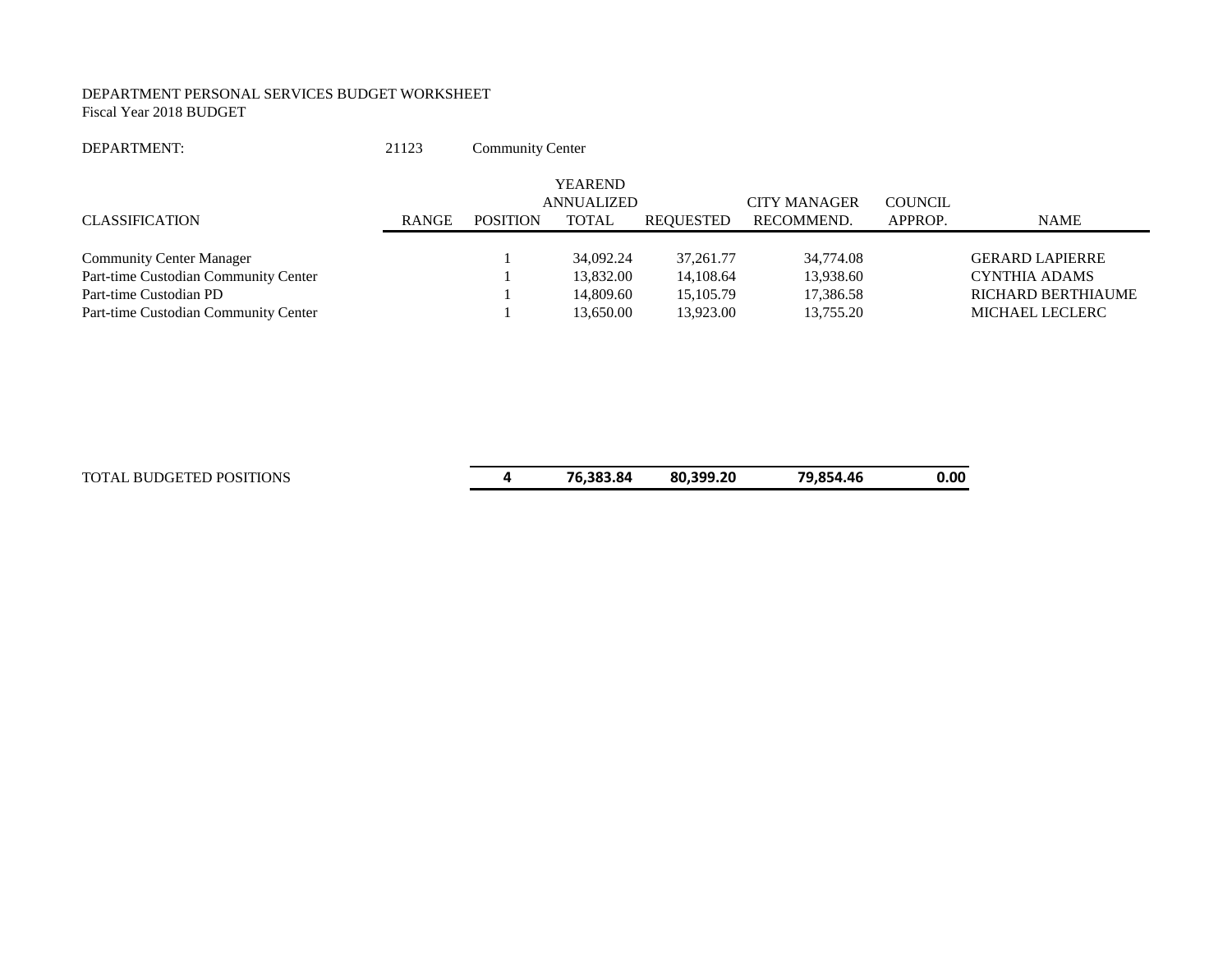DEPARTMENT PERSONAL SERVICES BUDGET WORKSHEET
Fiscal Year 2018 BUDGET

DEPARTMENT: 21123 Community Center

| CLASSIFICATION | RANGE | POSITION | YEAREND ANNUALIZED TOTAL | REQUESTED | CITY MANAGER RECOMMEND. | COUNCIL APPROP. | NAME |
|---|---|---|---|---|---|---|---|
| Community Center Manager | | 1 | 34,092.24 | 37,261.77 | 34,774.08 | | GERARD LAPIERRE |
| Part-time Custodian Community Center | | 1 | 13,832.00 | 14,108.64 | 13,938.60 | | CYNTHIA ADAMS |
| Part-time Custodian PD | | 1 | 14,809.60 | 15,105.79 | 17,386.58 | | RICHARD BERTHIAUME |
| Part-time Custodian Community Center | | 1 | 13,650.00 | 13,923.00 | 13,755.20 | | MICHAEL LECLERC |
| TOTAL BUDGETED POSITIONS | | **4** | **76,383.84** | **80,399.20** | **79,854.46** | **0.00** | |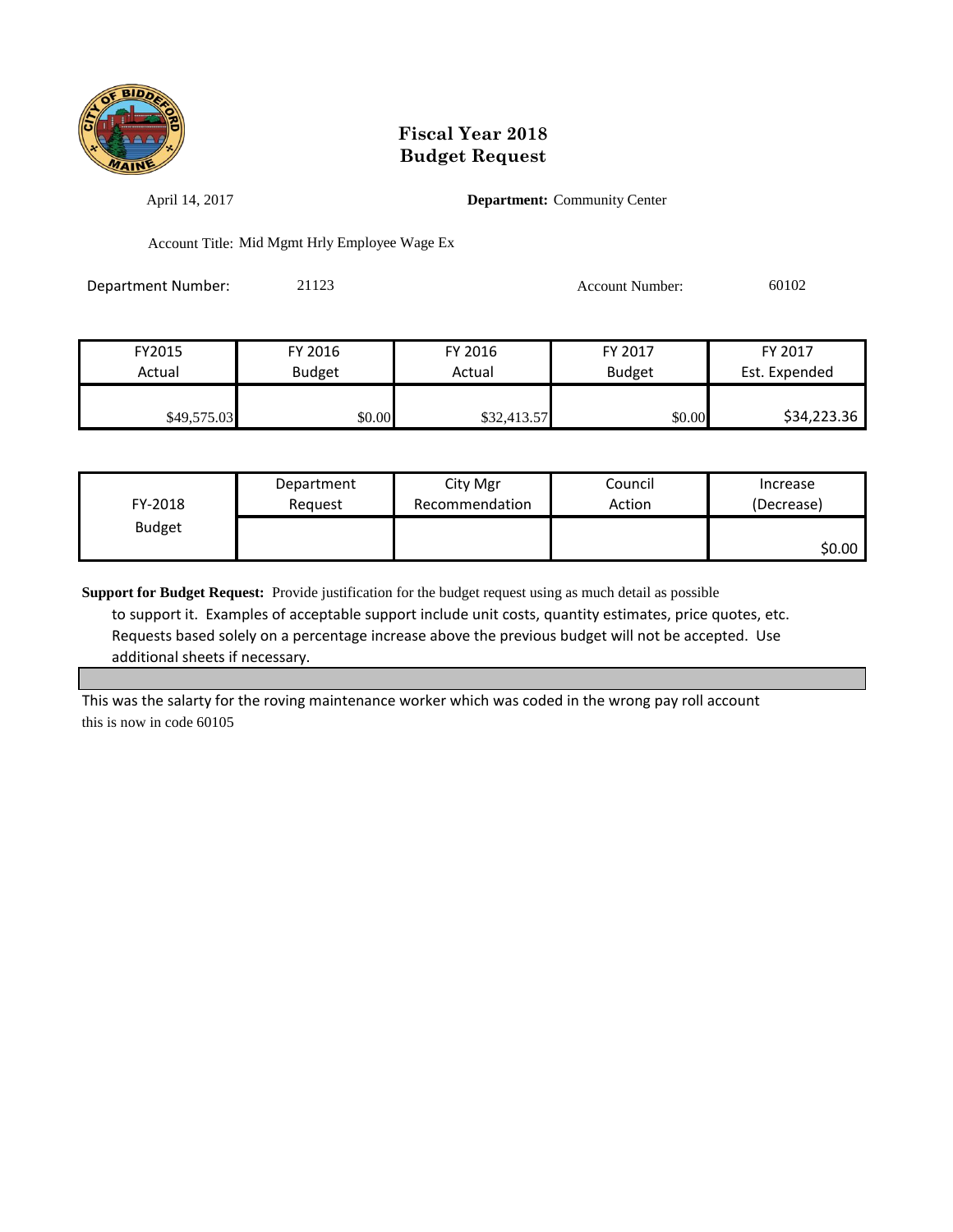# Fiscal Year 2018
# Budget Request

April 14, 2017 **Department:** Community Center

Account Title: Mid Mgmt Hrly Employee Wage Ex

Department Number: 21123 Account Number: 60102

| FY2015 Actual | FY 2016 Budget | FY 2016 Actual | FY 2017 Budget | FY 2017 Est. Expended |
|---|---|---|---|---|
| $49,575.03 | $0.00 | $32,413.57 | $0.00 | $34,223.36 |

| FY-2018 Budget | Department Request | City Mgr Recommendation | Council Action | Increase (Decrease) |
|---|---|---|---|---|
| | | | | $0.00 |

**Support for Budget Request:** Provide justification for the budget request using as much detail as possible to support it. Examples of acceptable support include unit costs, quantity estimates, price quotes, etc. Requests based solely on a percentage increase above the previous budget will not be accepted. Use additional sheets if necessary.

This was the salarty for the roving maintenance worker which was coded in the wrong pay roll account
this is now in code 60105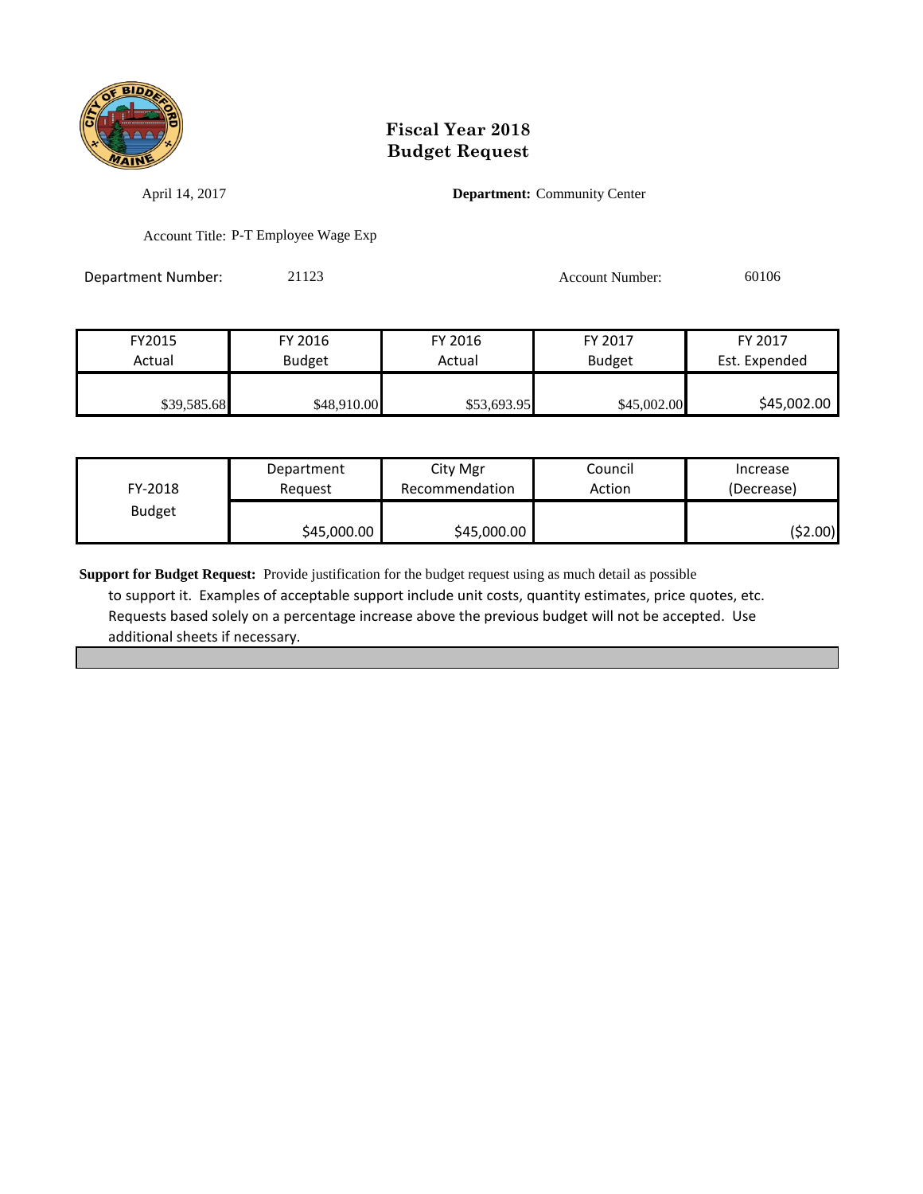# Fiscal Year 2018
# Budget Request

April 14, 2017

**Department:** Community Center

Account Title: P-T Employee Wage Exp

Department Number: 21123

Account Number: 60106

| FY2015 Actual | FY 2016 Budget | FY 2016 Actual | FY 2017 Budget | FY 2017 Est. Expended |
|---|---|---|---|---|
| $39,585.68 | $48,910.00 | $53,693.95 | $45,002.00 | $45,002.00 |

| FY-2018 Budget | Department Request | City Mgr Recommendation | Council Action | Increase (Decrease) |
|---|---|---|---|---|
| | $45,000.00 | $45,000.00 | | ($2.00) |

**Support for Budget Request:** Provide justification for the budget request using as much detail as possible to support it. Examples of acceptable support include unit costs, quantity estimates, price quotes, etc. Requests based solely on a percentage increase above the previous budget will not be accepted. Use additional sheets if necessary.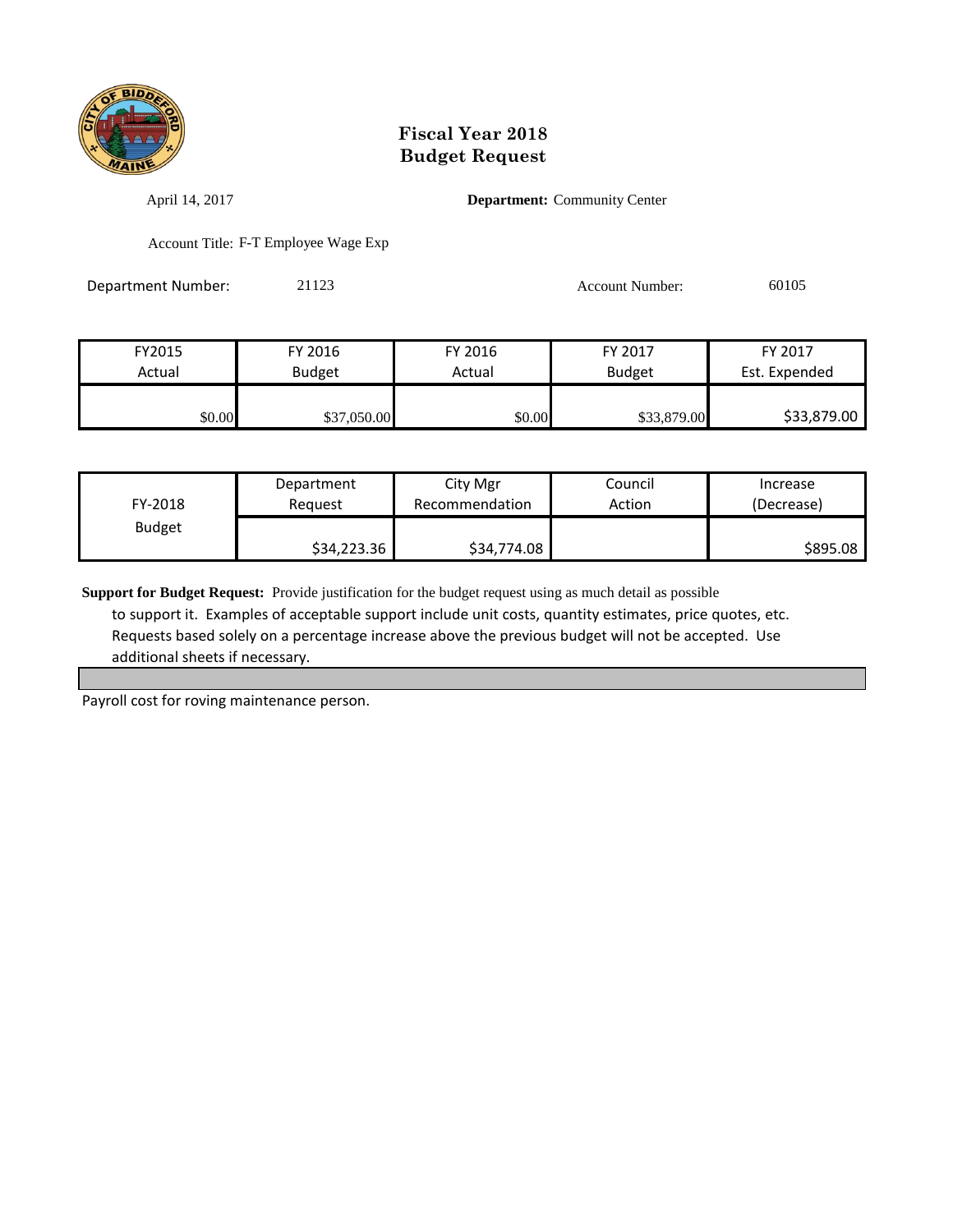# Fiscal Year 2018
# Budget Request

April 14, 2017

**Department:** Community Center

Account Title: F-T Employee Wage Exp

Department Number: 21123

Account Number: 60105

| FY2015 Actual | FY 2016 Budget | FY 2016 Actual | FY 2017 Budget | FY 2017 Est. Expended |
|---|---|---|---|---|
| $0.00 | $37,050.00 | $0.00 | $33,879.00 | $33,879.00 |

| FY-2018 Budget | Department Request | City Mgr Recommendation | Council Action | Increase (Decrease) |
|---|---|---|---|---|
| | $34,223.36 | $34,774.08 | | $895.08 |

**Support for Budget Request:** Provide justification for the budget request using as much detail as possible to support it. Examples of acceptable support include unit costs, quantity estimates, price quotes, etc. Requests based solely on a percentage increase above the previous budget will not be accepted. Use additional sheets if necessary.

Payroll cost for roving maintenance person.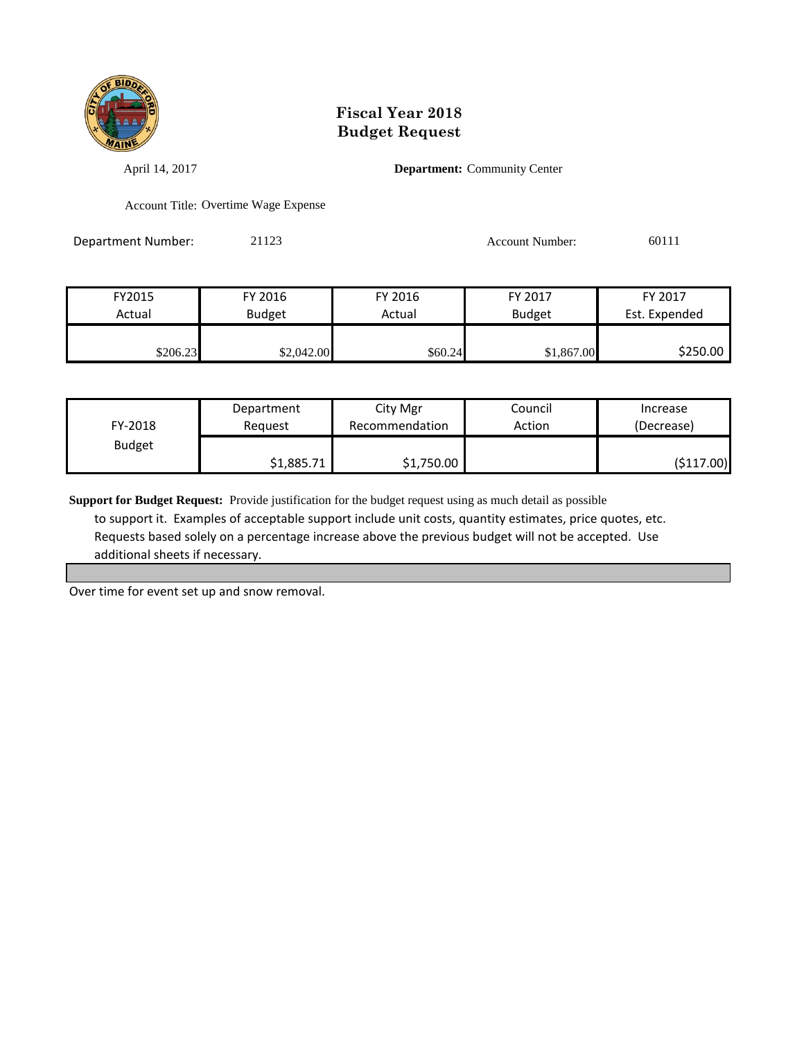# Fiscal Year 2018
# Budget Request

April 14, 2017 **Department:** Community Center

Account Title: Overtime Wage Expense

Department Number: 21123 Account Number: 60111

| FY2015 Actual | FY 2016 Budget | FY 2016 Actual | FY 2017 Budget | FY 2017 Est. Expended |
|---|---|---|---|---|
| $206.23 | $2,042.00 | $60.24 | $1,867.00 | $250.00 |

| FY-2018 Budget | Department Request | City Mgr Recommendation | Council Action | Increase (Decrease) |
|---|---|---|---|---|
| | $1,885.71 | $1,750.00 | | ($117.00) |

**Support for Budget Request:** Provide justification for the budget request using as much detail as possible to support it. Examples of acceptable support include unit costs, quantity estimates, price quotes, etc. Requests based solely on a percentage increase above the previous budget will not be accepted. Use additional sheets if necessary.

Over time for event set up and snow removal.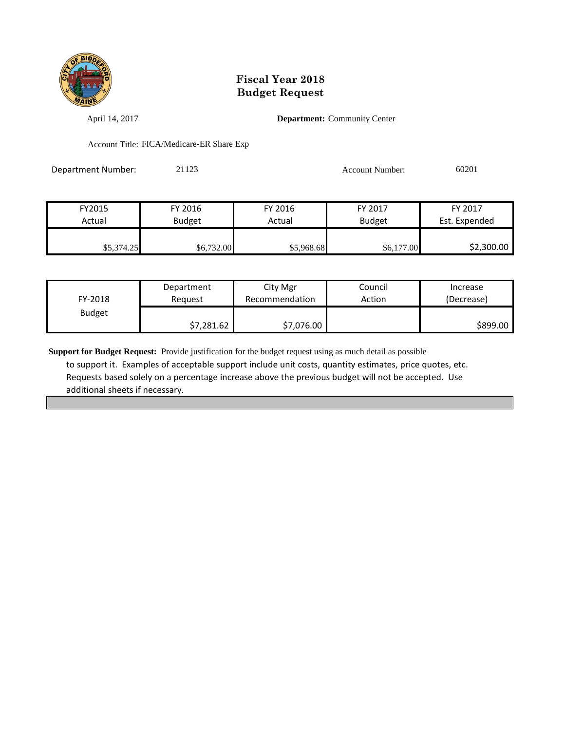# Fiscal Year 2018
# Budget Request

April 14, 2017

**Department:** Community Center

Account Title: FICA/Medicare-ER Share Exp

Department Number: 21123

Account Number: 60201

| FY2015 Actual | FY 2016 Budget | FY 2016 Actual | FY 2017 Budget | FY 2017 Est. Expended |
|---|---|---|---|---|
| $5,374.25 | $6,732.00 | $5,968.68 | $6,177.00 | $2,300.00 |

| FY-2018 Budget | Department Request | City Mgr Recommendation | Council Action | Increase (Decrease) |
|---|---|---|---|---|
| | $7,281.62 | $7,076.00 | | $899.00 |

**Support for Budget Request:** Provide justification for the budget request using as much detail as possible to support it. Examples of acceptable support include unit costs, quantity estimates, price quotes, etc. Requests based solely on a percentage increase above the previous budget will not be accepted. Use additional sheets if necessary.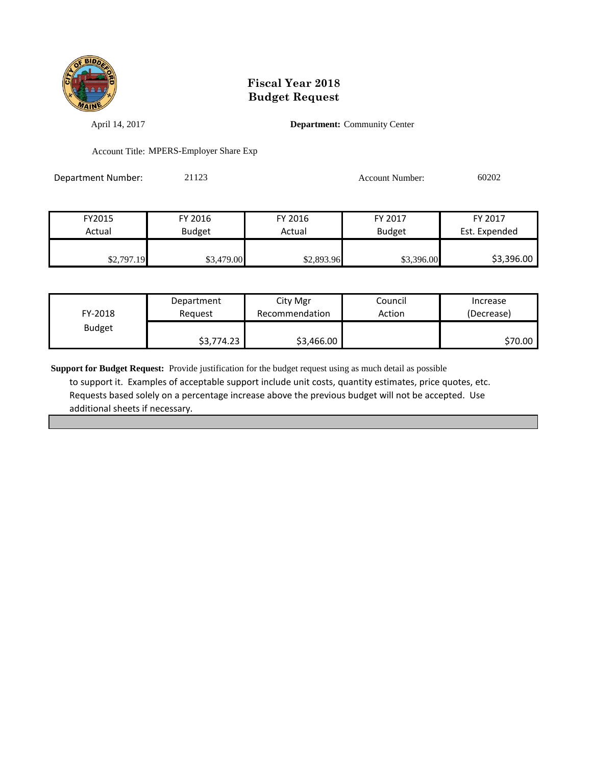# Fiscal Year 2018
# Budget Request

April 14, 2017

**Department:** Community Center

Account Title: MPERS-Employer Share Exp

Department Number: 21123

Account Number: 60202

| FY2015 Actual | FY 2016 Budget | FY 2016 Actual | FY 2017 Budget | FY 2017 Est. Expended |
|---|---|---|---|---|
| $2,797.19 | $3,479.00 | $2,893.96 | $3,396.00 | $3,396.00 |

| FY-2018 Budget | Department Request | City Mgr Recommendation | Council Action | Increase (Decrease) |
|---|---|---|---|---|
| | $3,774.23 | $3,466.00 | | $70.00 |

**Support for Budget Request:** Provide justification for the budget request using as much detail as possible to support it. Examples of acceptable support include unit costs, quantity estimates, price quotes, etc. Requests based solely on a percentage increase above the previous budget will not be accepted. Use additional sheets if necessary.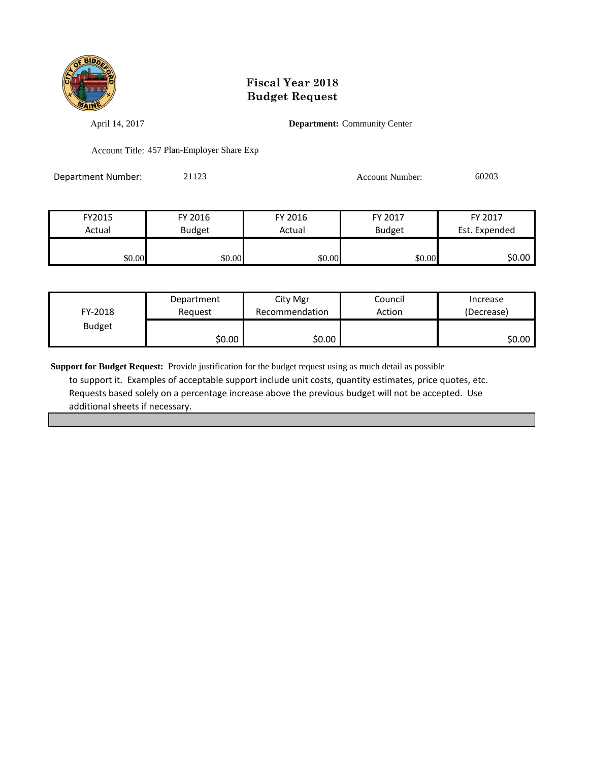# Fiscal Year 2018
# Budget Request

April 14, 2017 **Department:** Community Center

Account Title: 457 Plan-Employer Share Exp

Department Number: 21123 Account Number: 60203

| FY2015 Actual | FY 2016 Budget | FY 2016 Actual | FY 2017 Budget | FY 2017 Est. Expended |
|---|---|---|---|---|
| $0.00 | $0.00 | $0.00 | $0.00 | $0.00 |

| FY-2018 Budget | Department Request | City Mgr Recommendation | Council Action | Increase (Decrease) |
|---|---|---|---|---|
| | $0.00 | $0.00 | | $0.00 |

**Support for Budget Request:** Provide justification for the budget request using as much detail as possible to support it. Examples of acceptable support include unit costs, quantity estimates, price quotes, etc. Requests based solely on a percentage increase above the previous budget will not be accepted. Use additional sheets if necessary.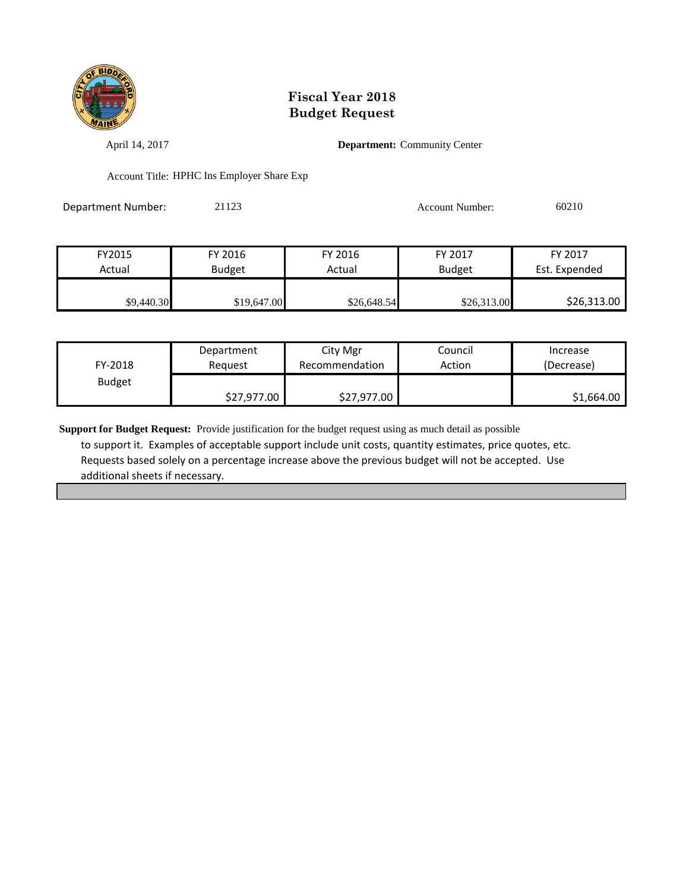# Fiscal Year 2018
# Budget Request

April 14, 2017 **Department:** Community Center

Account Title: HPHC Ins Employer Share Exp

Department Number: 21123 Account Number: 60210

| FY2015 Actual | FY 2016 Budget | FY 2016 Actual | FY 2017 Budget | FY 2017 Est. Expended |
|---|---|---|---|---|
| $9,440.30 | $19,647.00 | $26,648.54 | $26,313.00 | $26,313.00 |

| FY-2018 Budget | Department Request | City Mgr Recommendation | Council Action | Increase (Decrease) |
|---|---|---|---|---|
| | $27,977.00 | $27,977.00 | | $1,664.00 |

**Support for Budget Request:** Provide justification for the budget request using as much detail as possible to support it. Examples of acceptable support include unit costs, quantity estimates, price quotes, etc. Requests based solely on a percentage increase above the previous budget will not be accepted. Use additional sheets if necessary.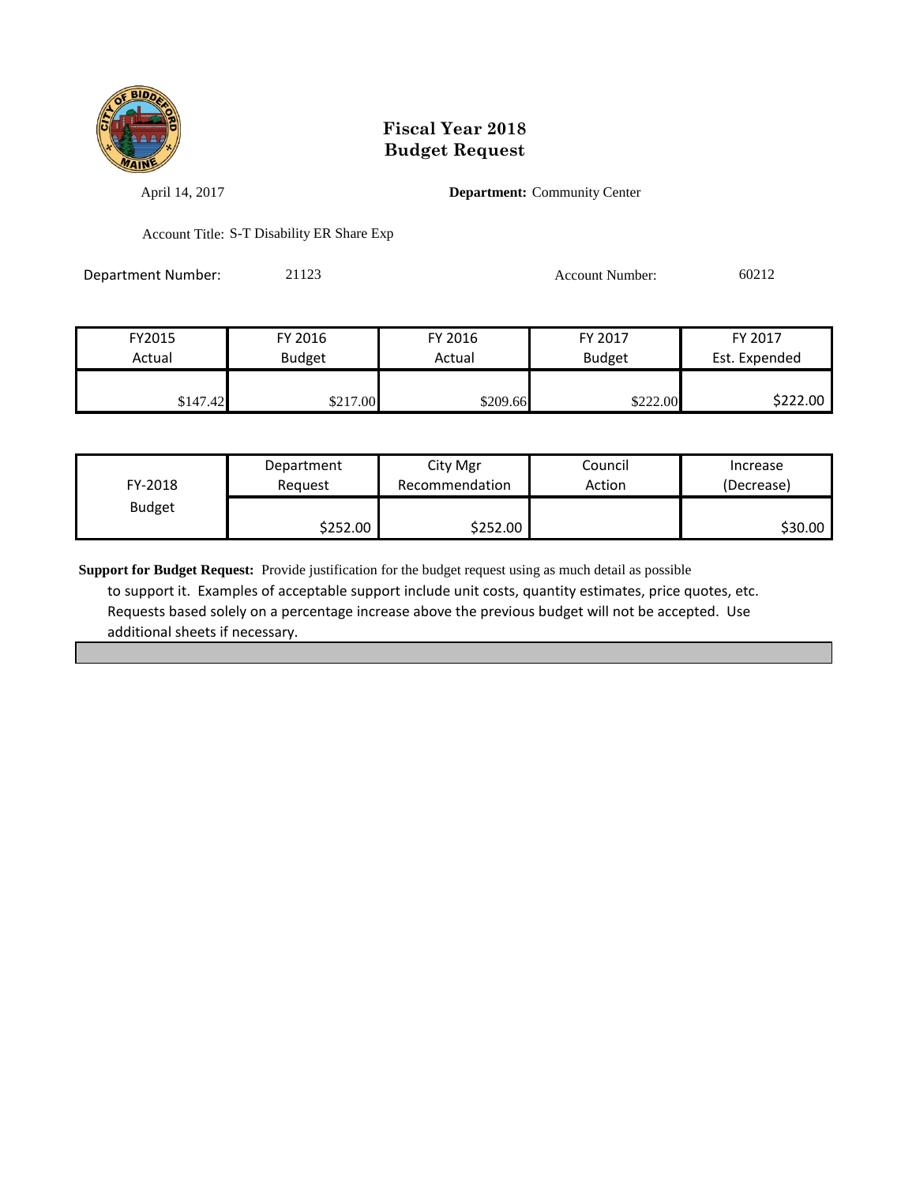# Fiscal Year 2018
# Budget Request

April 14, 2017

**Department:** Community Center

Account Title: S-T Disability ER Share Exp

Department Number: 21123

Account Number: 60212

| FY2015 Actual | FY 2016 Budget | FY 2016 Actual | FY 2017 Budget | FY 2017 Est. Expended |
|---|---|---|---|---|
| $147.42 | $217.00 | $209.66 | $222.00 | $222.00 |

| FY-2018 Budget | Department Request | City Mgr Recommendation | Council Action | Increase (Decrease) |
|---|---|---|---|---|
| | $252.00 | $252.00 | | $30.00 |

**Support for Budget Request:** Provide justification for the budget request using as much detail as possible to support it. Examples of acceptable support include unit costs, quantity estimates, price quotes, etc. Requests based solely on a percentage increase above the previous budget will not be accepted. Use additional sheets if necessary.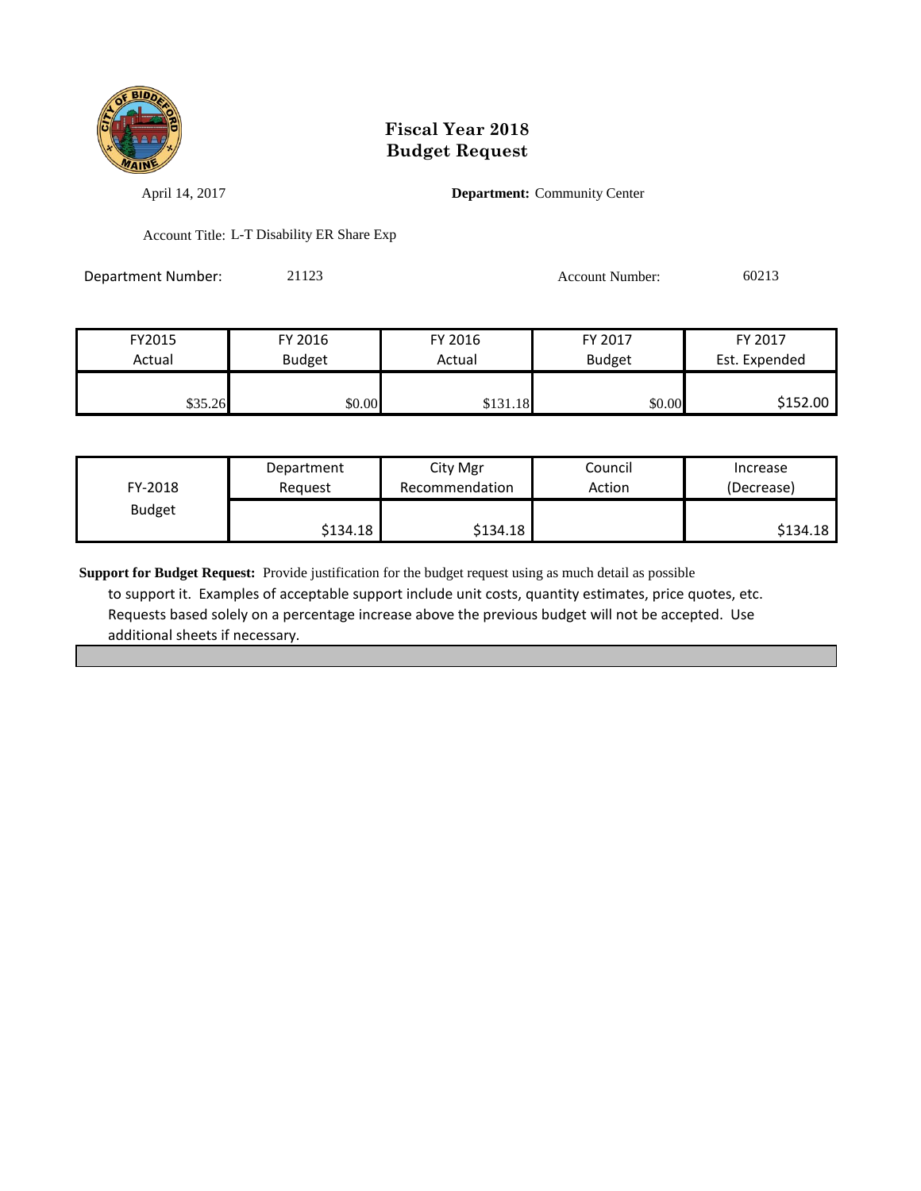# Fiscal Year 2018
# Budget Request

April 14, 2017

**Department:** Community Center

Account Title: L-T Disability ER Share Exp

Department Number: 21123

Account Number: 60213

| FY2015 Actual | FY 2016 Budget | FY 2016 Actual | FY 2017 Budget | FY 2017 Est. Expended |
|---|---|---|---|---|
| $35.26 | $0.00 | $131.18 | $0.00 | $152.00 |

| FY-2018 Budget | Department Request | City Mgr Recommendation | Council Action | Increase (Decrease) |
|---|---|---|---|---|
| | $134.18 | $134.18 | | $134.18 |

**Support for Budget Request:** Provide justification for the budget request using as much detail as possible to support it. Examples of acceptable support include unit costs, quantity estimates, price quotes, etc. Requests based solely on a percentage increase above the previous budget will not be accepted. Use additional sheets if necessary.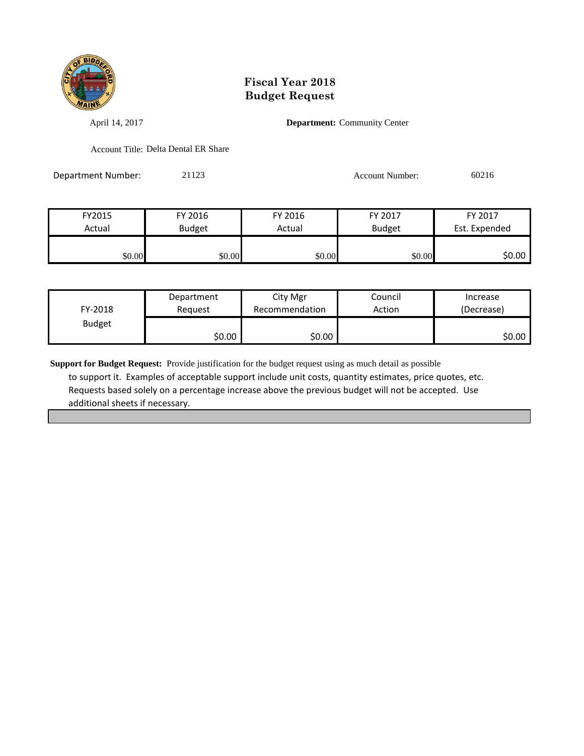# Fiscal Year 2018
# Budget Request

April 14, 2017

**Department:** Community Center

Account Title: Delta Dental ER Share

Department Number: 21123

Account Number: 60216

| FY2015 Actual | FY 2016 Budget | FY 2016 Actual | FY 2017 Budget | FY 2017 Est. Expended |
|---|---|---|---|---|
| $0.00 | $0.00 | $0.00 | $0.00 | $0.00 |

| FY-2018 Budget | Department Request | City Mgr Recommendation | Council Action | Increase (Decrease) |
|---|---|---|---|---|
| | $0.00 | $0.00 | | $0.00 |

**Support for Budget Request:** Provide justification for the budget request using as much detail as possible to support it. Examples of acceptable support include unit costs, quantity estimates, price quotes, etc. Requests based solely on a percentage increase above the previous budget will not be accepted. Use additional sheets if necessary.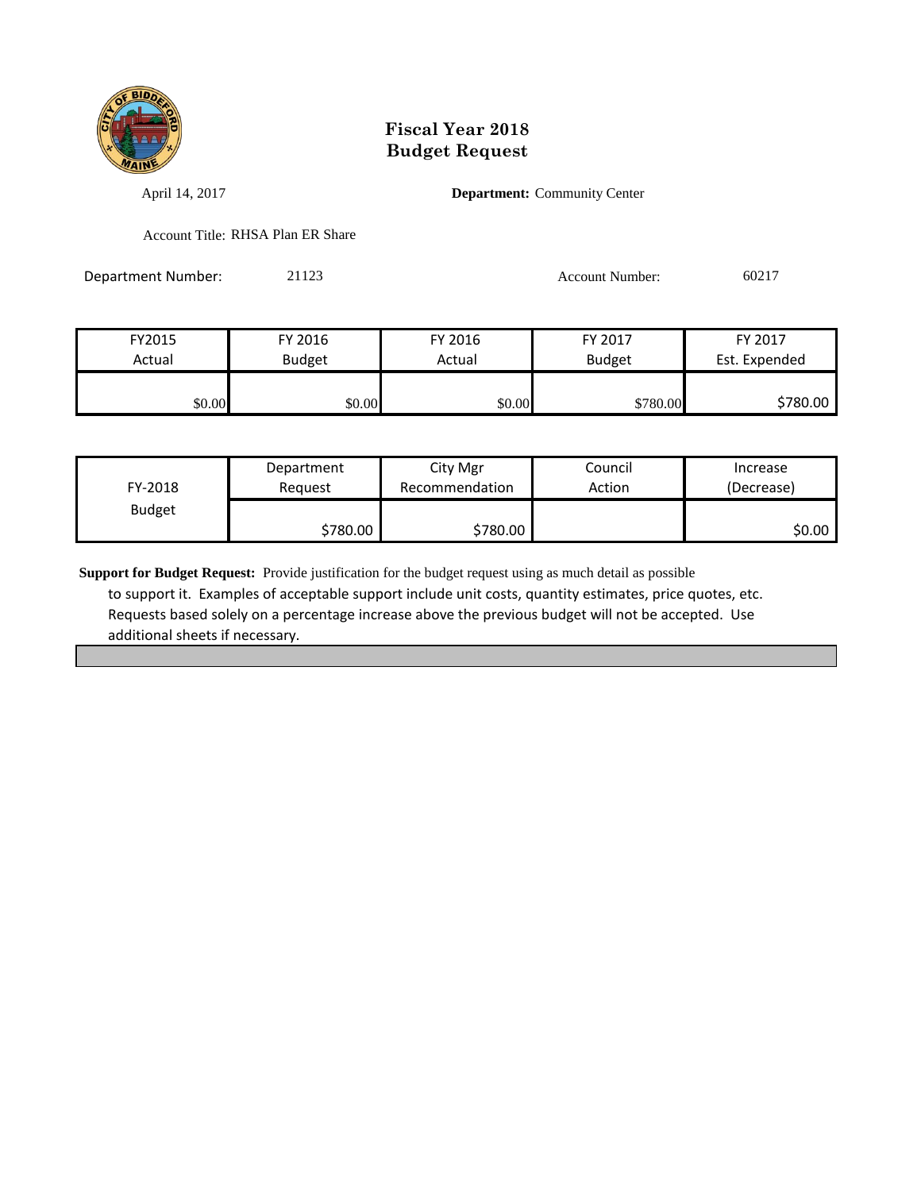# Fiscal Year 2018
# Budget Request

April 14, 2017 **Department:** Community Center

Account Title: RHSA Plan ER Share

Department Number: 21123 Account Number: 60217

| FY2015 Actual | FY 2016 Budget | FY 2016 Actual | FY 2017 Budget | FY 2017 Est. Expended |
|---|---|---|---|---|
| $0.00 | $0.00 | $0.00 | $780.00 | $780.00 |

| FY-2018 Budget | Department Request | City Mgr Recommendation | Council Action | Increase (Decrease) |
|---|---|---|---|---|
| | $780.00 | $780.00 | | $0.00 |

**Support for Budget Request:** Provide justification for the budget request using as much detail as possible to support it. Examples of acceptable support include unit costs, quantity estimates, price quotes, etc. Requests based solely on a percentage increase above the previous budget will not be accepted. Use additional sheets if necessary.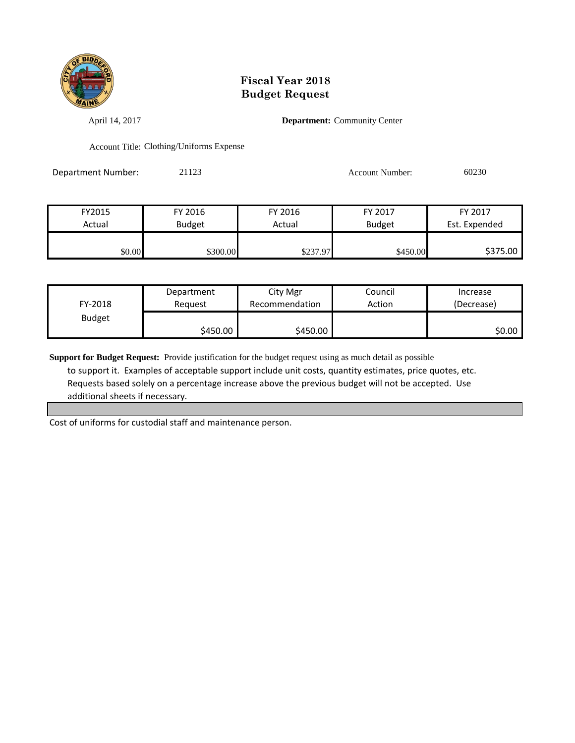# Fiscal Year 2018
# Budget Request

April 14, 2017

**Department:** Community Center

Account Title: Clothing/Uniforms Expense

Department Number: 21123

Account Number: 60230

| FY2015 Actual | FY 2016 Budget | FY 2016 Actual | FY 2017 Budget | FY 2017 Est. Expended |
|---|---|---|---|---|
| $0.00 | $300.00 | $237.97 | $450.00 | $375.00 |

| FY-2018 Budget | Department Request | City Mgr Recommendation | Council Action | Increase (Decrease) |
|---|---|---|---|---|
| | $450.00 | $450.00 | | $0.00 |

**Support for Budget Request:** Provide justification for the budget request using as much detail as possible to support it. Examples of acceptable support include unit costs, quantity estimates, price quotes, etc. Requests based solely on a percentage increase above the previous budget will not be accepted. Use additional sheets if necessary.

Cost of uniforms for custodial staff and maintenance person.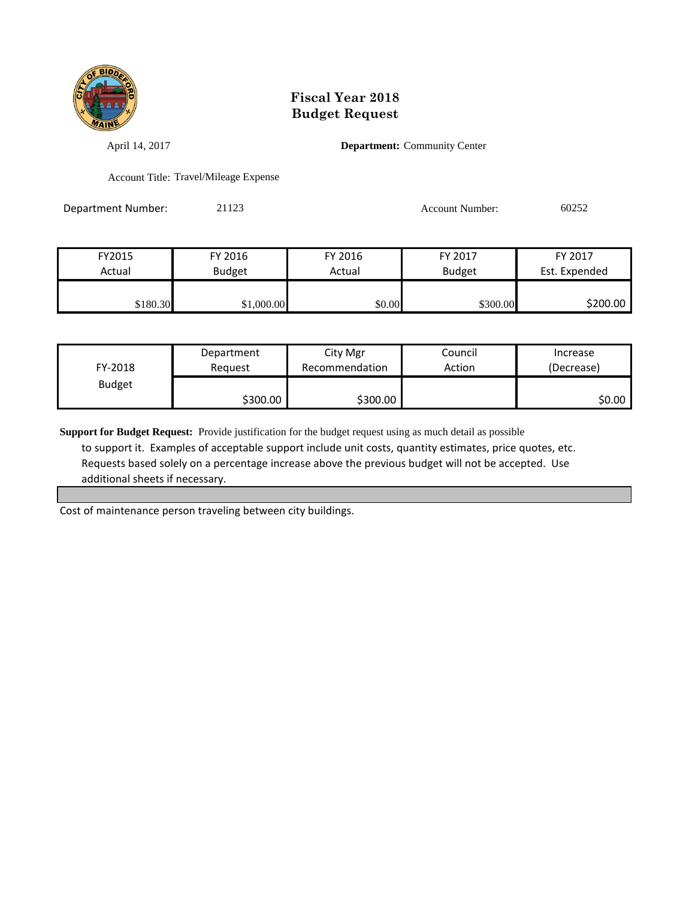# Fiscal Year 2018
# Budget Request

April 14, 2017

**Department:** Community Center

Account Title: Travel/Mileage Expense

Department Number: 21123

Account Number: 60252

| FY2015 Actual | FY 2016 Budget | FY 2016 Actual | FY 2017 Budget | FY 2017 Est. Expended |
|---|---|---|---|---|
| $180.30 | $1,000.00 | $0.00 | $300.00 | $200.00 |

| FY-2018 Budget | Department Request | City Mgr Recommendation | Council Action | Increase (Decrease) |
|---|---|---|---|---|
| | $300.00 | $300.00 | | $0.00 |

**Support for Budget Request:** Provide justification for the budget request using as much detail as possible to support it. Examples of acceptable support include unit costs, quantity estimates, price quotes, etc. Requests based solely on a percentage increase above the previous budget will not be accepted. Use additional sheets if necessary.

Cost of maintenance person traveling between city buildings.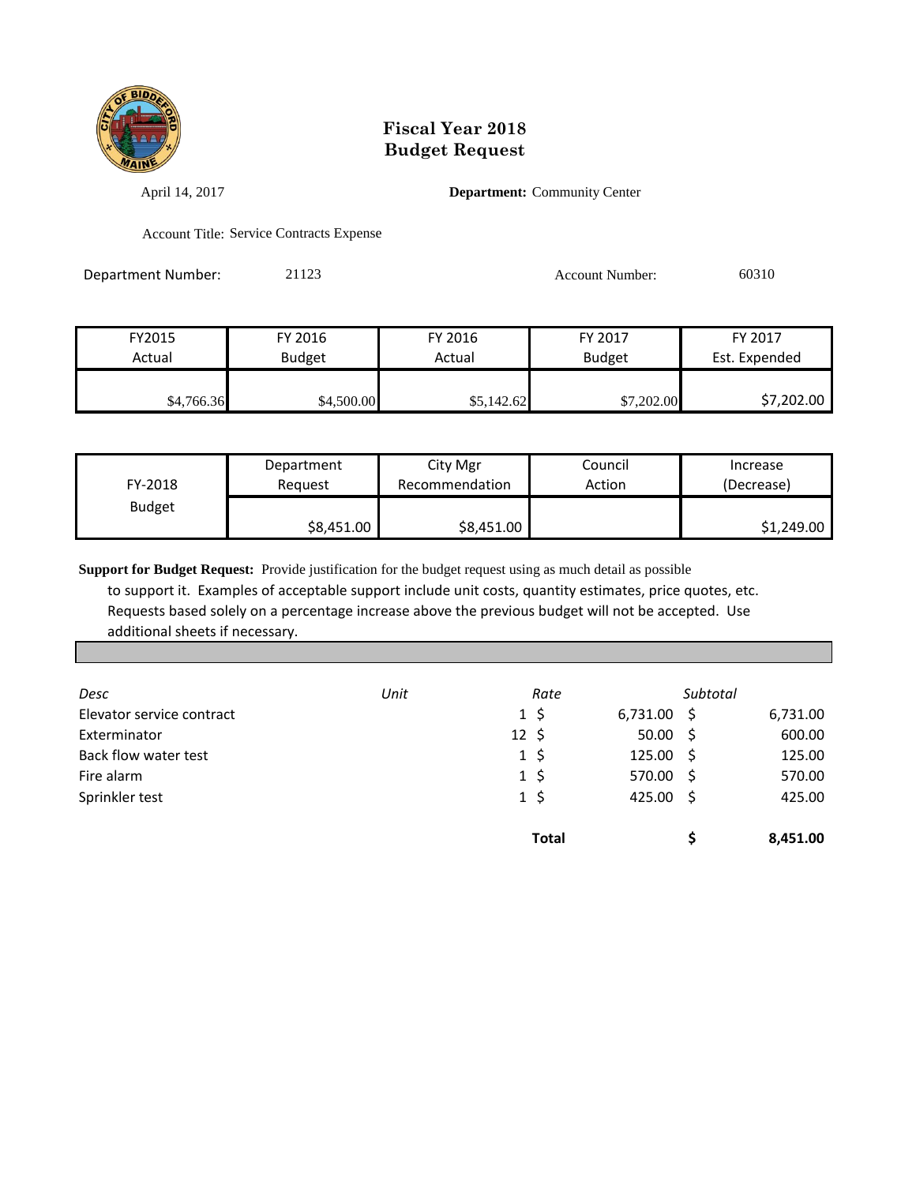# Fiscal Year 2018
# Budget Request

April 14, 2017

**Department:** Community Center

Account Title: Service Contracts Expense

Department Number: 21123

Account Number: 60310

| FY2015 Actual | FY 2016 Budget | FY 2016 Actual | FY 2017 Budget | FY 2017 Est. Expended |
|---|---|---|---|---|
| $4,766.36 | $4,500.00 | $5,142.62 | $7,202.00 | $7,202.00 |

| FY-2018 Budget | Department Request | City Mgr Recommendation | Council Action | Increase (Decrease) |
|---|---|---|---|---|
| | $8,451.00 | $8,451.00 | | $1,249.00 |

**Support for Budget Request:** Provide justification for the budget request using as much detail as possible to support it. Examples of acceptable support include unit costs, quantity estimates, price quotes, etc. Requests based solely on a percentage increase above the previous budget will not be accepted. Use additional sheets if necessary.

| *Desc* | *Unit* | *Rate* | *Subtotal* |
|---|---|---|---|
| Elevator service contract | 1 | $ 6,731.00 | $ 6,731.00 |
| Exterminator | 12 | $ 50.00 | $ 600.00 |
| Back flow water test | 1 | $ 125.00 | $ 125.00 |
| Fire alarm | 1 | $ 570.00 | $ 570.00 |
| Sprinkler test | 1 | $ 425.00 | $ 425.00 |
| | | **Total** | **$ 8,451.00** |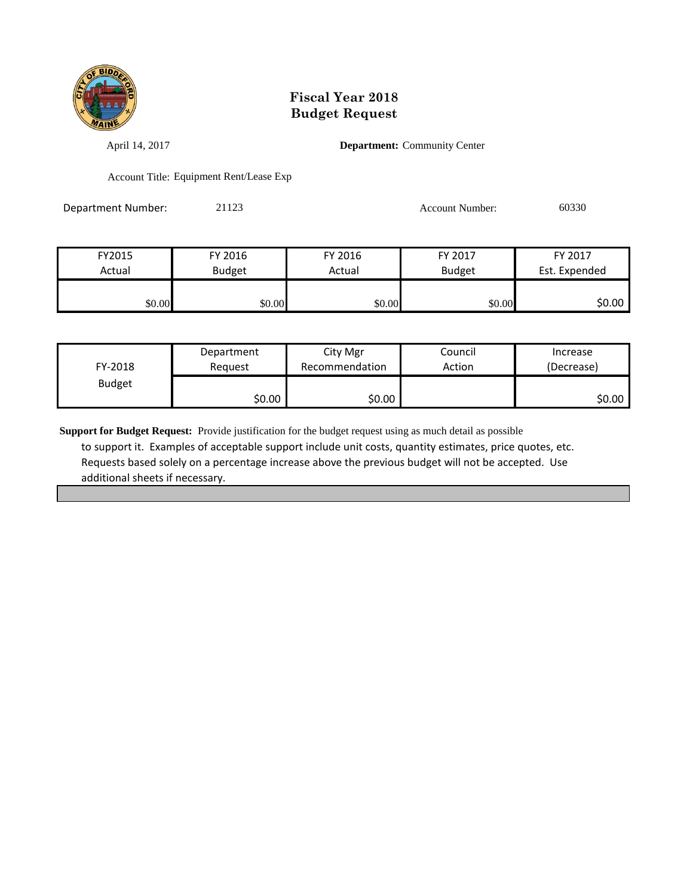# Fiscal Year 2018
# Budget Request

April 14, 2017

**Department:** Community Center

Account Title: Equipment Rent/Lease Exp

Department Number: 21123

Account Number: 60330

| FY2015 Actual | FY 2016 Budget | FY 2016 Actual | FY 2017 Budget | FY 2017 Est. Expended |
|---|---|---|---|---|
| $0.00 | $0.00 | $0.00 | $0.00 | $0.00 |

| FY-2018 Budget | Department Request | City Mgr Recommendation | Council Action | Increase (Decrease) |
|---|---|---|---|---|
| | $0.00 | $0.00 | | $0.00 |

**Support for Budget Request:** Provide justification for the budget request using as much detail as possible to support it. Examples of acceptable support include unit costs, quantity estimates, price quotes, etc. Requests based solely on a percentage increase above the previous budget will not be accepted. Use additional sheets if necessary.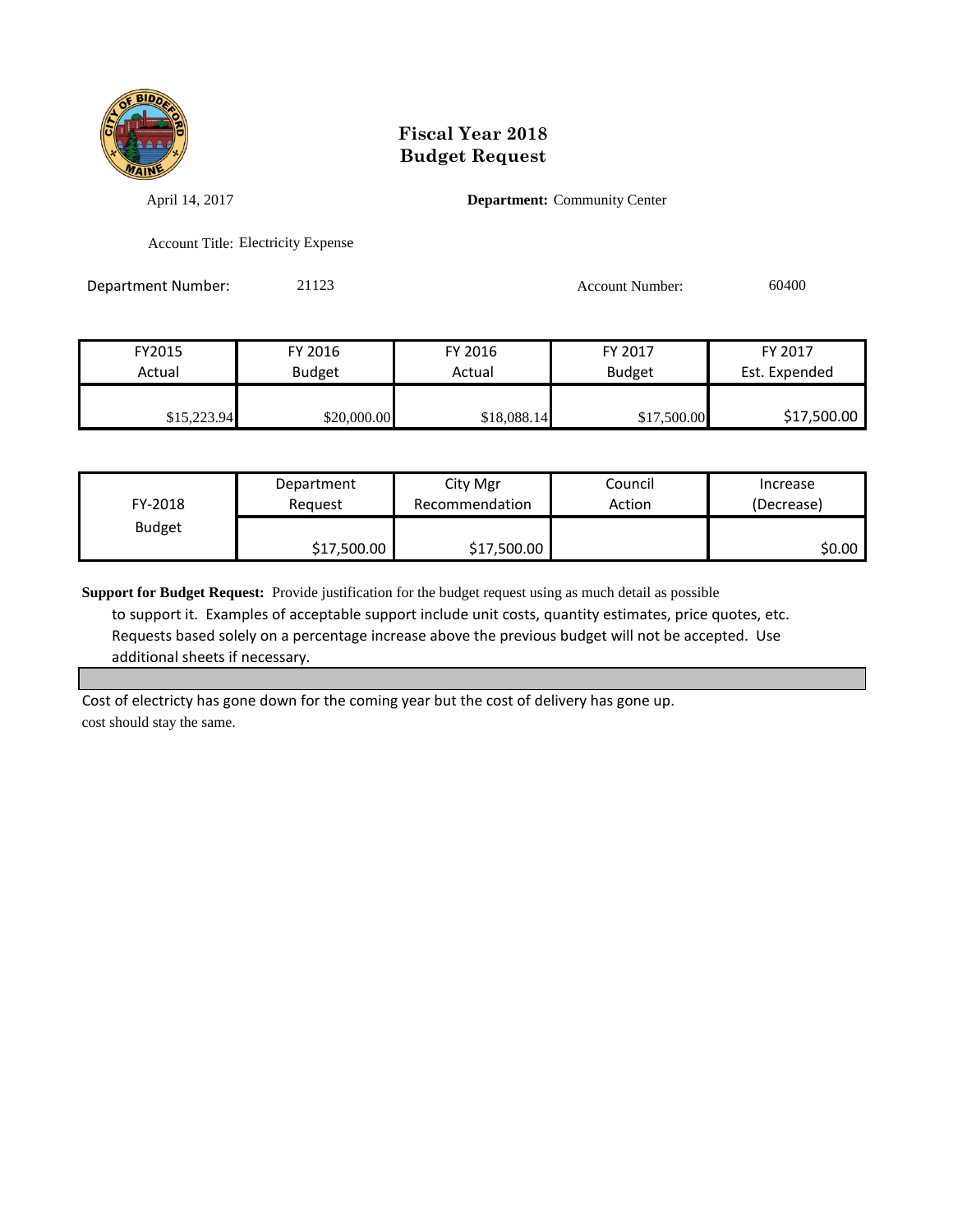# Fiscal Year 2018
# Budget Request

April 14, 2017

**Department:** Community Center

Account Title: Electricity Expense

Department Number: 21123

Account Number: 60400

| FY2015 Actual | FY 2016 Budget | FY 2016 Actual | FY 2017 Budget | FY 2017 Est. Expended |
|---|---|---|---|---|
| $15,223.94 | $20,000.00 | $18,088.14 | $17,500.00 | $17,500.00 |

| FY-2018 Budget | Department Request | City Mgr Recommendation | Council Action | Increase (Decrease) |
|---|---|---|---|---|
| | $17,500.00 | $17,500.00 | | $0.00 |

**Support for Budget Request:** Provide justification for the budget request using as much detail as possible to support it. Examples of acceptable support include unit costs, quantity estimates, price quotes, etc. Requests based solely on a percentage increase above the previous budget will not be accepted. Use additional sheets if necessary.

Cost of electricty has gone down for the coming year but the cost of delivery has gone up.
cost should stay the same.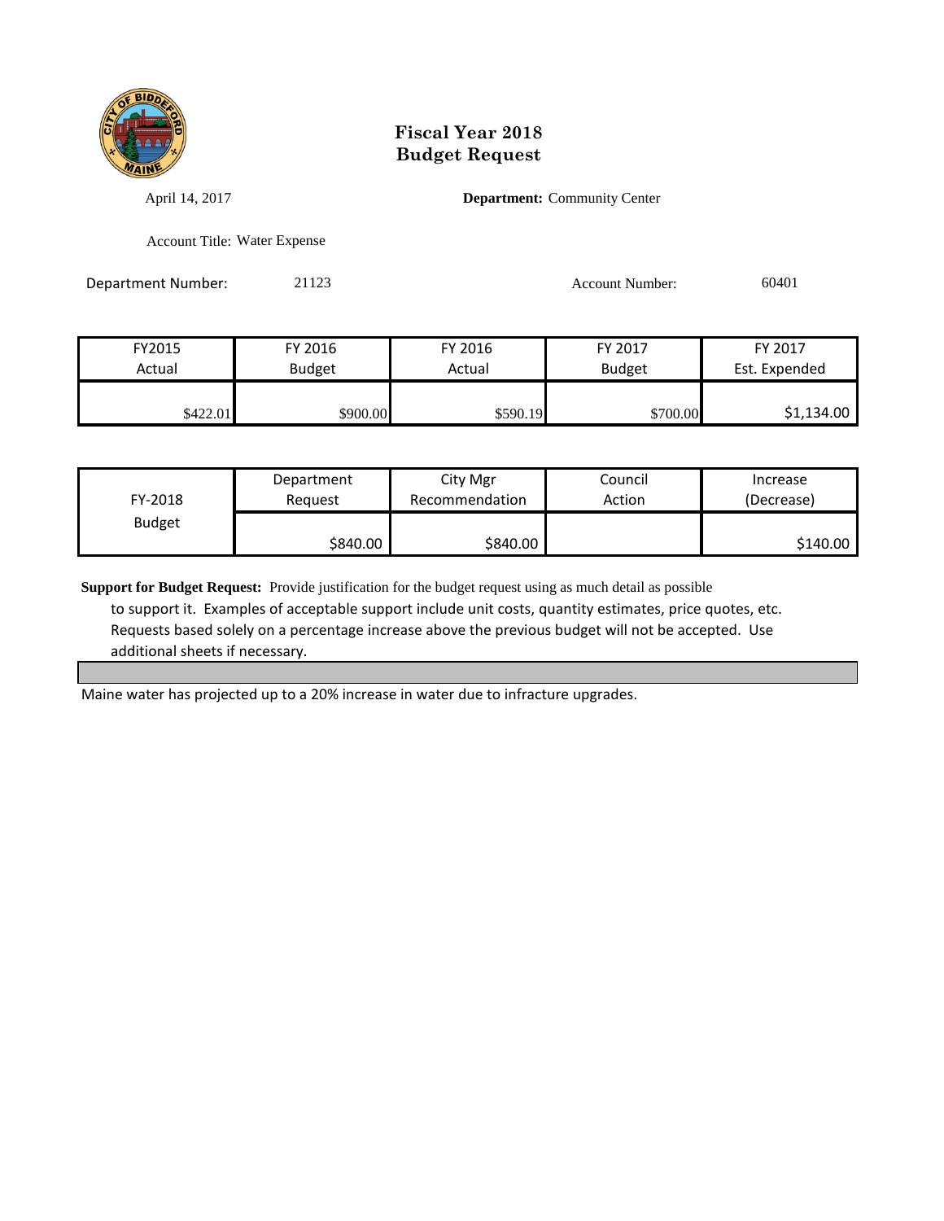# Fiscal Year 2018
# Budget Request

April 14, 2017

**Department:** Community Center

Account Title: Water Expense

Department Number: 21123

Account Number: 60401

| FY2015 Actual | FY 2016 Budget | FY 2016 Actual | FY 2017 Budget | FY 2017 Est. Expended |
|---|---|---|---|---|
| $422.01 | $900.00 | $590.19 | $700.00 | $1,134.00 |

| FY-2018 Budget | Department Request | City Mgr Recommendation | Council Action | Increase (Decrease) |
|---|---|---|---|---|
| | $840.00 | $840.00 | | $140.00 |

**Support for Budget Request:** Provide justification for the budget request using as much detail as possible to support it. Examples of acceptable support include unit costs, quantity estimates, price quotes, etc. Requests based solely on a percentage increase above the previous budget will not be accepted. Use additional sheets if necessary.

Maine water has projected up to a 20% increase in water due to infracture upgrades.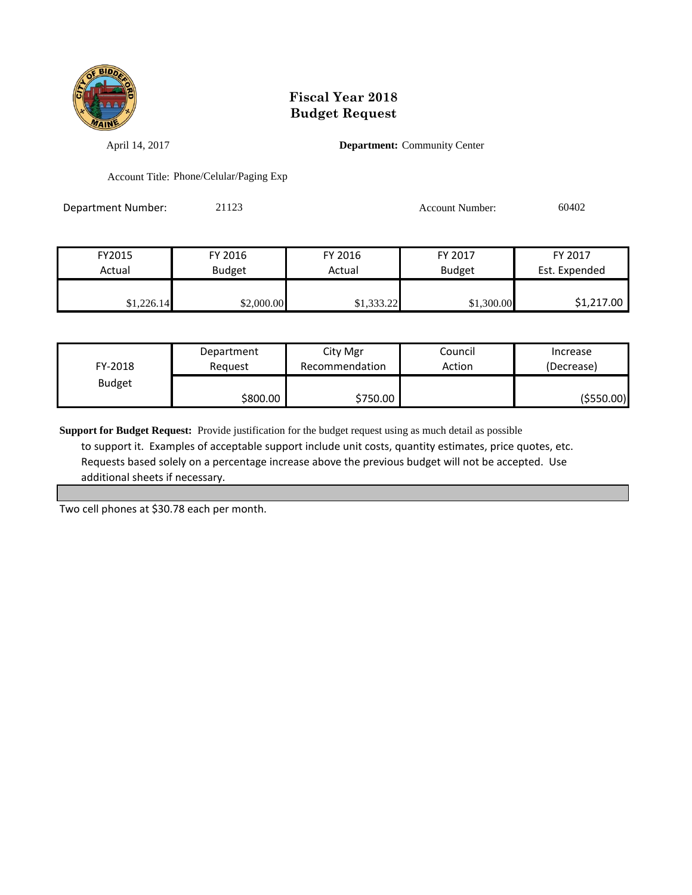# Fiscal Year 2018
# Budget Request

April 14, 2017 **Department:** Community Center

Account Title: Phone/Celular/Paging Exp

Department Number: 21123 Account Number: 60402

| FY2015 Actual | FY 2016 Budget | FY 2016 Actual | FY 2017 Budget | FY 2017 Est. Expended |
|---|---|---|---|---|
| $1,226.14 | $2,000.00 | $1,333.22 | $1,300.00 | $1,217.00 |

| FY-2018 Budget | Department Request | City Mgr Recommendation | Council Action | Increase (Decrease) |
|---|---|---|---|---|
| | $800.00 | $750.00 | | ($550.00) |

**Support for Budget Request:** Provide justification for the budget request using as much detail as possible to support it. Examples of acceptable support include unit costs, quantity estimates, price quotes, etc. Requests based solely on a percentage increase above the previous budget will not be accepted. Use additional sheets if necessary.

Two cell phones at $30.78 each per month.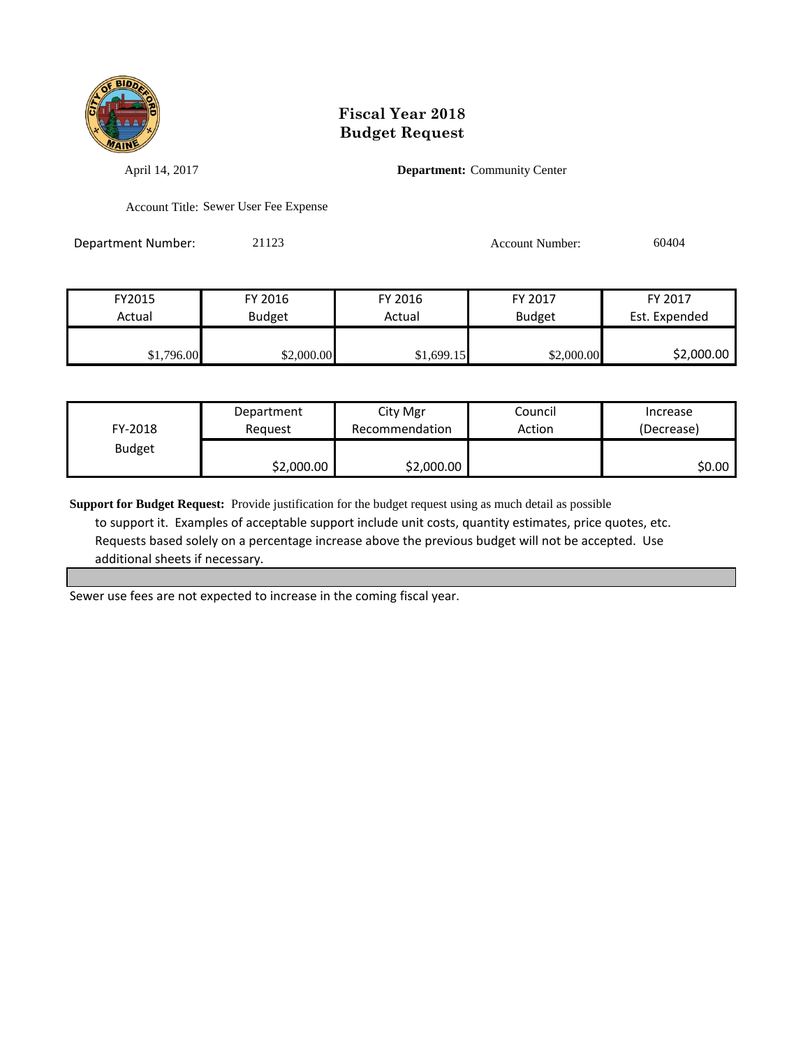# Fiscal Year 2018
# Budget Request

April 14, 2017

**Department:** Community Center

Account Title: Sewer User Fee Expense

Department Number: 21123

Account Number: 60404

| FY2015 Actual | FY 2016 Budget | FY 2016 Actual | FY 2017 Budget | FY 2017 Est. Expended |
|---|---|---|---|---|
| $1,796.00 | $2,000.00 | $1,699.15 | $2,000.00 | $2,000.00 |

| FY-2018 Budget | Department Request | City Mgr Recommendation | Council Action | Increase (Decrease) |
|---|---|---|---|---|
| | $2,000.00 | $2,000.00 | | $0.00 |

**Support for Budget Request:** Provide justification for the budget request using as much detail as possible to support it. Examples of acceptable support include unit costs, quantity estimates, price quotes, etc. Requests based solely on a percentage increase above the previous budget will not be accepted. Use additional sheets if necessary.

Sewer use fees are not expected to increase in the coming fiscal year.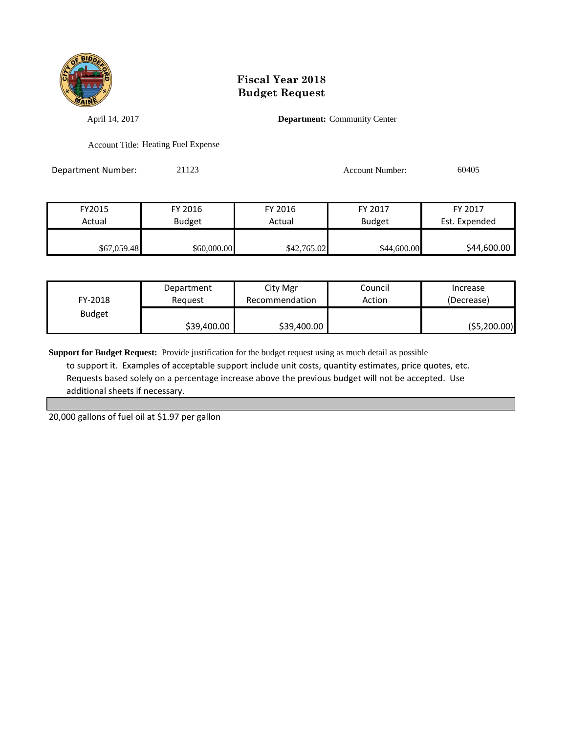# Fiscal Year 2018
# Budget Request

April 14, 2017

**Department:** Community Center

Account Title: Heating Fuel Expense

Department Number: 21123

Account Number: 60405

| FY2015 Actual | FY 2016 Budget | FY 2016 Actual | FY 2017 Budget | FY 2017 Est. Expended |
|---|---|---|---|---|
| $67,059.48 | $60,000.00 | $42,765.02 | $44,600.00 | $44,600.00 |

| FY-2018 Budget | Department Request | City Mgr Recommendation | Council Action | Increase (Decrease) |
|---|---|---|---|---|
| | $39,400.00 | $39,400.00 | | ($5,200.00) |

**Support for Budget Request:** Provide justification for the budget request using as much detail as possible to support it. Examples of acceptable support include unit costs, quantity estimates, price quotes, etc. Requests based solely on a percentage increase above the previous budget will not be accepted. Use additional sheets if necessary.

20,000 gallons of fuel oil at $1.97 per gallon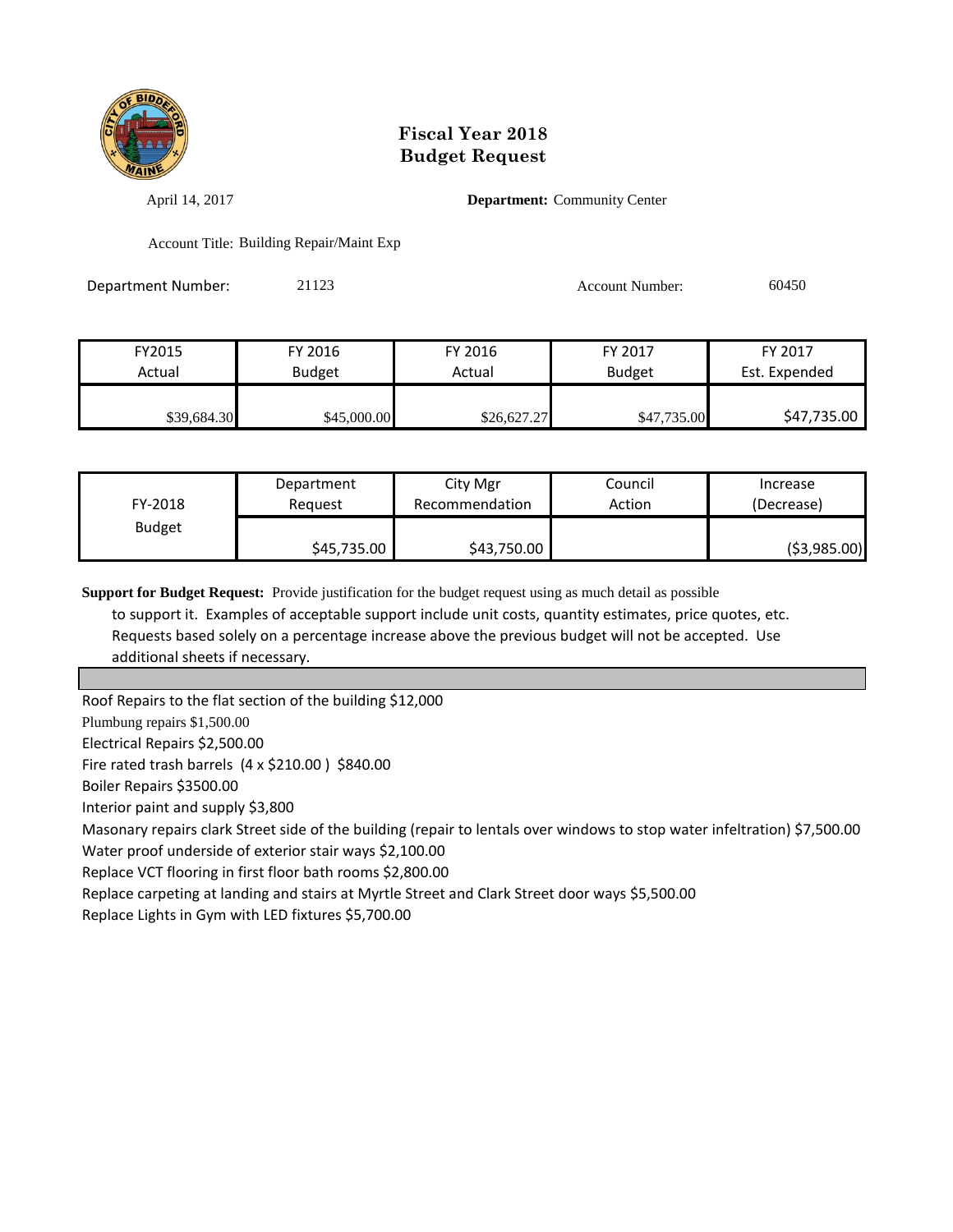# Fiscal Year 2018
# Budget Request

April 14, 2017

**Department:** Community Center

Account Title: Building Repair/Maint Exp

Department Number: 21123

Account Number: 60450

| FY2015 Actual | FY 2016 Budget | FY 2016 Actual | FY 2017 Budget | FY 2017 Est. Expended |
|---|---|---|---|---|
| $39,684.30 | $45,000.00 | $26,627.27 | $47,735.00 | $47,735.00 |

| FY-2018 Budget | Department Request | City Mgr Recommendation | Council Action | Increase (Decrease) |
|---|---|---|---|---|
| | $45,735.00 | $43,750.00 | | ($3,985.00) |

**Support for Budget Request:** Provide justification for the budget request using as much detail as possible to support it. Examples of acceptable support include unit costs, quantity estimates, price quotes, etc. Requests based solely on a percentage increase above the previous budget will not be accepted. Use additional sheets if necessary.

Roof Repairs to the flat section of the building $12,000
Plumbung repairs $1,500.00
Electrical Repairs $2,500.00
Fire rated trash barrels (4 x $210.00 ) $840.00
Boiler Repairs $3500.00
Interior paint and supply $3,800
Masonary repairs clark Street side of the building (repair to lentals over windows to stop water infeltration) $7,500.00
Water proof underside of exterior stair ways $2,100.00
Replace VCT flooring in first floor bath rooms $2,800.00
Replace carpeting at landing and stairs at Myrtle Street and Clark Street door ways $5,500.00
Replace Lights in Gym with LED fixtures $5,700.00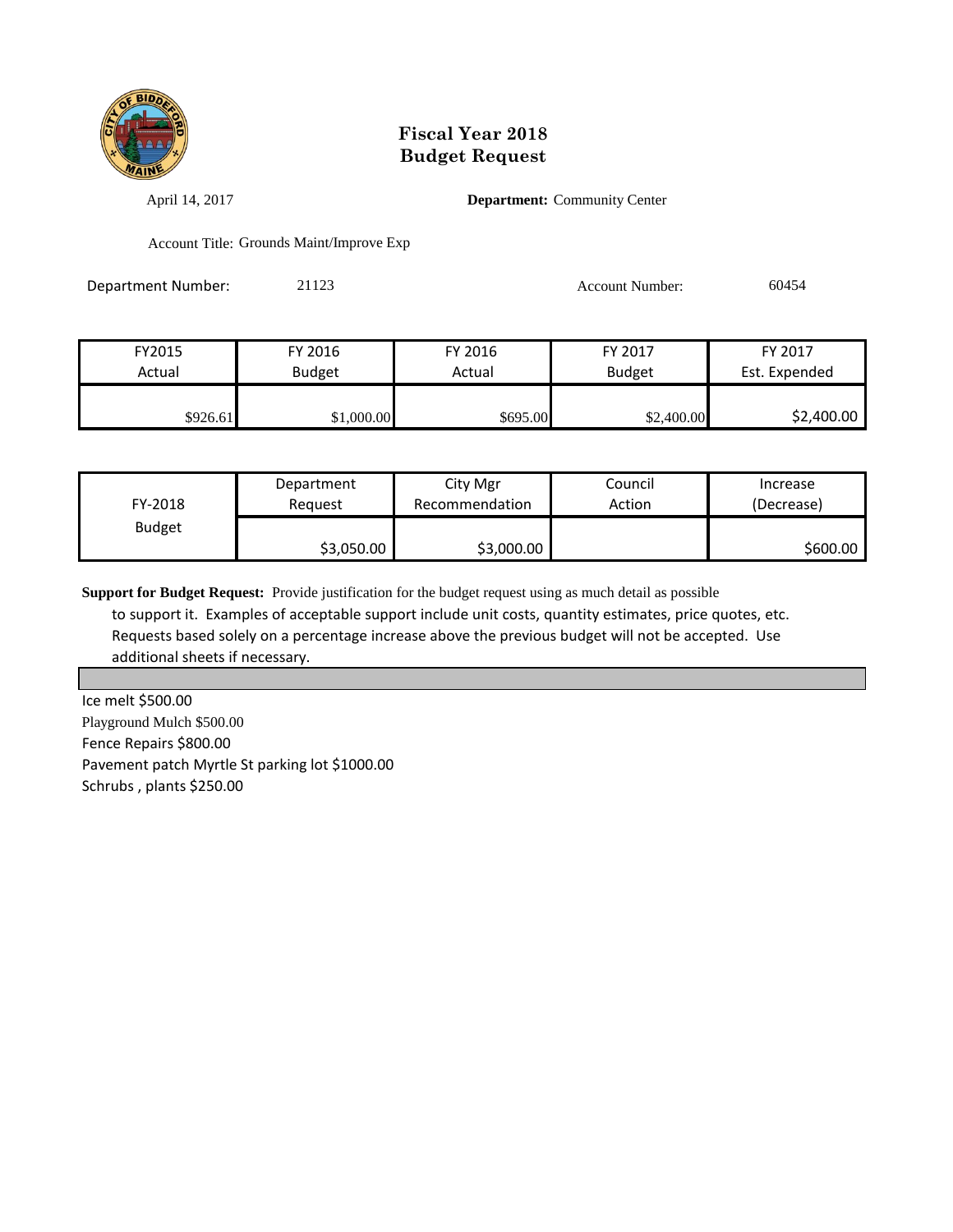# Fiscal Year 2018
# Budget Request

April 14, 2017

**Department:** Community Center

Account Title: Grounds Maint/Improve Exp

Department Number: 21123

Account Number: 60454

| FY2015 Actual | FY 2016 Budget | FY 2016 Actual | FY 2017 Budget | FY 2017 Est. Expended |
|---|---|---|---|---|
| $926.61 | $1,000.00 | $695.00 | $2,400.00 | $2,400.00 |

| FY-2018 Budget | Department Request | City Mgr Recommendation | Council Action | Increase (Decrease) |
|---|---|---|---|---|
| | $3,050.00 | $3,000.00 | | $600.00 |

**Support for Budget Request:** Provide justification for the budget request using as much detail as possible to support it. Examples of acceptable support include unit costs, quantity estimates, price quotes, etc. Requests based solely on a percentage increase above the previous budget will not be accepted. Use additional sheets if necessary.

Ice melt $500.00
Playground Mulch $500.00
Fence Repairs $800.00
Pavement patch Myrtle St parking lot $1000.00
Schrubs , plants $250.00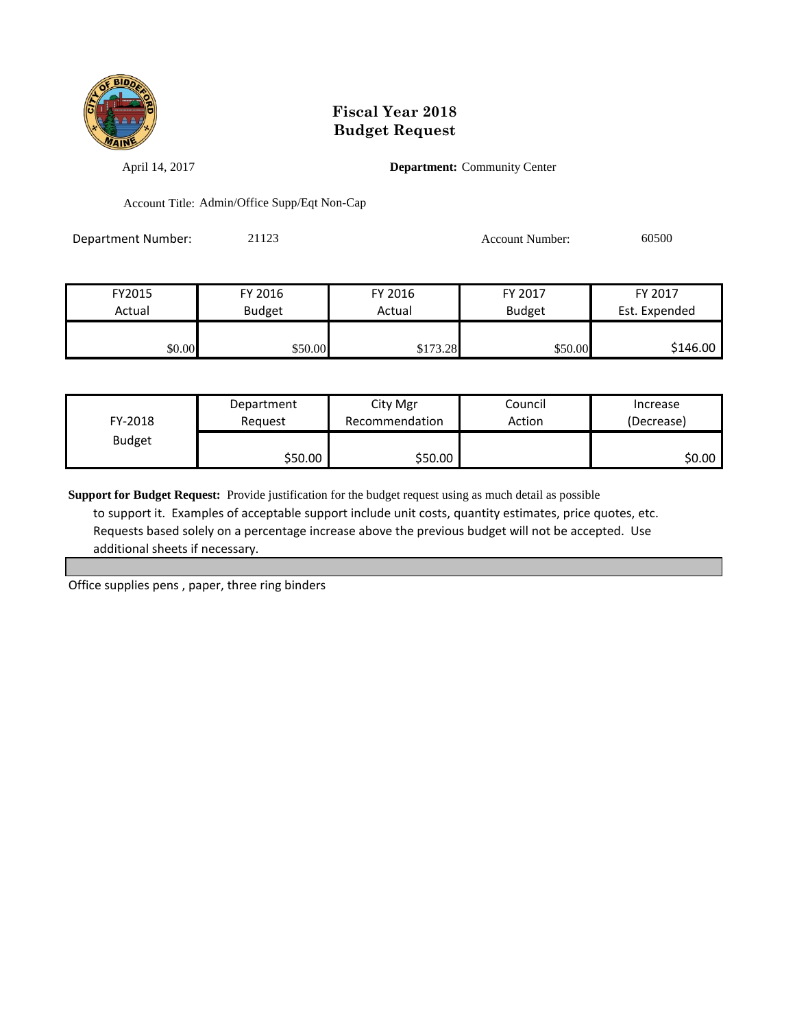# Fiscal Year 2018
# Budget Request

April 14, 2017 **Department:** Community Center

Account Title: Admin/Office Supp/Eqt Non-Cap

Department Number: 21123 Account Number: 60500

| FY2015 Actual | FY 2016 Budget | FY 2016 Actual | FY 2017 Budget | FY 2017 Est. Expended |
|---|---|---|---|---|
| $0.00 | $50.00 | $173.28 | $50.00 | $146.00 |

| FY-2018 Budget | Department Request | City Mgr Recommendation | Council Action | Increase (Decrease) |
|---|---|---|---|---|
| | $50.00 | $50.00 | | $0.00 |

**Support for Budget Request:** Provide justification for the budget request using as much detail as possible to support it. Examples of acceptable support include unit costs, quantity estimates, price quotes, etc. Requests based solely on a percentage increase above the previous budget will not be accepted. Use additional sheets if necessary.

Office supplies pens , paper, three ring binders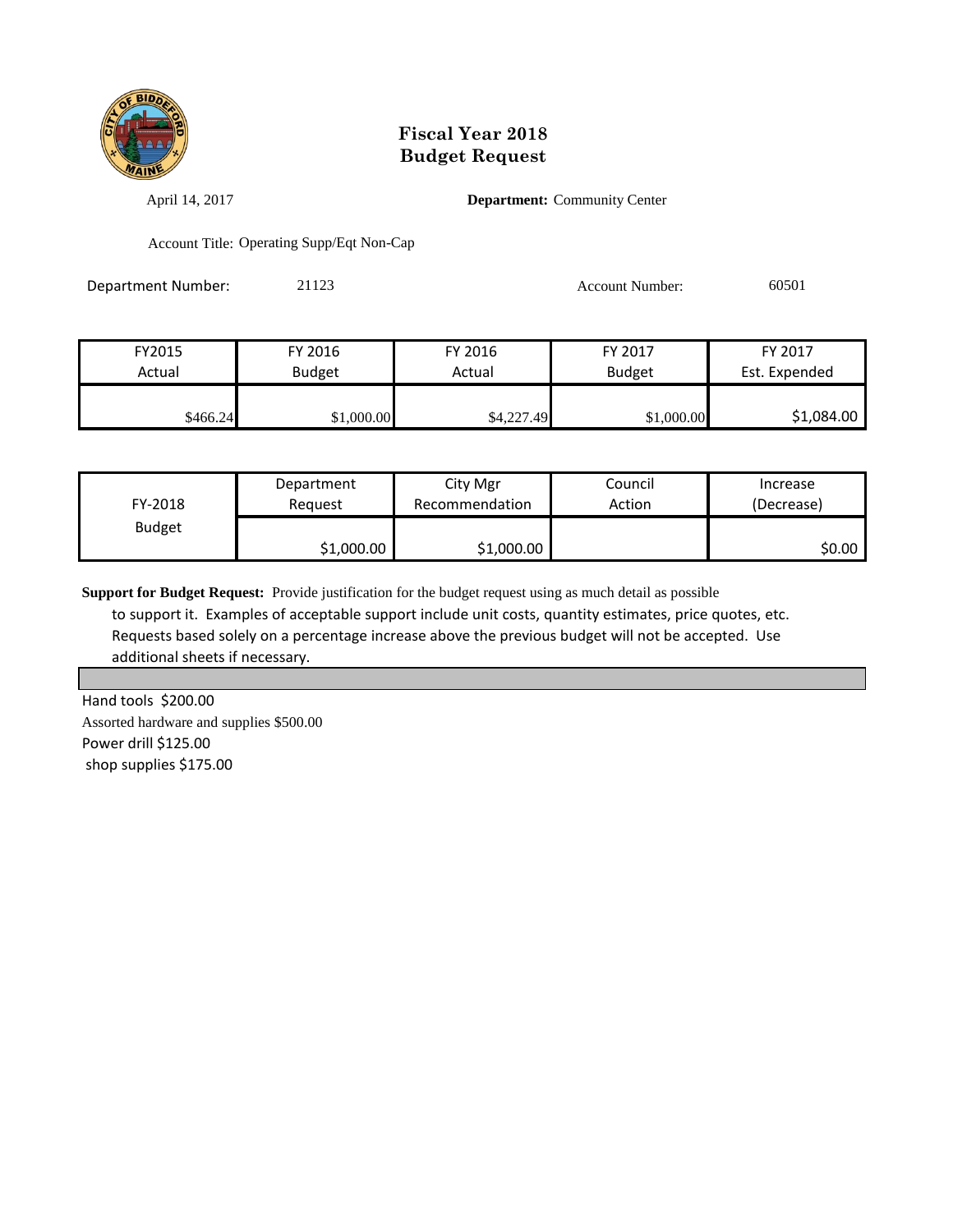# Fiscal Year 2018
# Budget Request

April 14, 2017 **Department:** Community Center

Account Title: Operating Supp/Eqt Non-Cap

Department Number: 21123 Account Number: 60501

| FY2015 Actual | FY 2016 Budget | FY 2016 Actual | FY 2017 Budget | FY 2017 Est. Expended |
|---|---|---|---|---|
| $466.24 | $1,000.00 | $4,227.49 | $1,000.00 | $1,084.00 |

| FY-2018 Budget | Department Request | City Mgr Recommendation | Council Action | Increase (Decrease) |
|---|---|---|---|---|
| | $1,000.00 | $1,000.00 | | $0.00 |

**Support for Budget Request:** Provide justification for the budget request using as much detail as possible to support it. Examples of acceptable support include unit costs, quantity estimates, price quotes, etc. Requests based solely on a percentage increase above the previous budget will not be accepted. Use additional sheets if necessary.

Hand tools $200.00
Assorted hardware and supplies $500.00
Power drill $125.00
shop supplies $175.00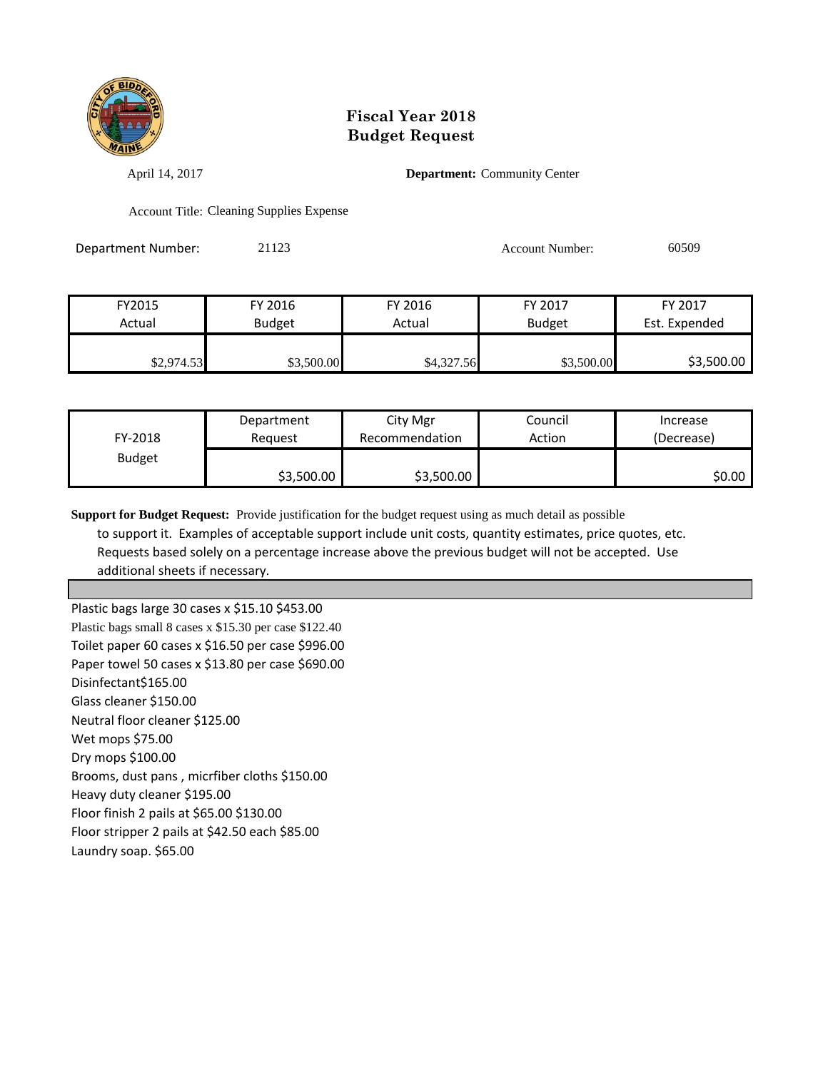# Fiscal Year 2018
# Budget Request

April 14, 2017 **Department:** Community Center

Account Title: Cleaning Supplies Expense

Department Number: 21123 Account Number: 60509

| FY2015 Actual | FY 2016 Budget | FY 2016 Actual | FY 2017 Budget | FY 2017 Est. Expended |
|---|---|---|---|---|
| $2,974.53 | $3,500.00 | $4,327.56 | $3,500.00 | $3,500.00 |

| FY-2018 Budget | Department Request | City Mgr Recommendation | Council Action | Increase (Decrease) |
|---|---|---|---|---|
| | $3,500.00 | $3,500.00 | | $0.00 |

**Support for Budget Request:** Provide justification for the budget request using as much detail as possible to support it. Examples of acceptable support include unit costs, quantity estimates, price quotes, etc. Requests based solely on a percentage increase above the previous budget will not be accepted. Use additional sheets if necessary.

Plastic bags large 30 cases x $15.10 $453.00
Plastic bags small 8 cases x $15.30 per case $122.40
Toilet paper 60 cases x $16.50 per case $996.00
Paper towel 50 cases x $13.80 per case $690.00
Disinfectant$165.00
Glass cleaner $150.00
Neutral floor cleaner $125.00
Wet mops $75.00
Dry mops $100.00
Brooms, dust pans , micrfiber cloths $150.00
Heavy duty cleaner $195.00
Floor finish 2 pails at $65.00 $130.00
Floor stripper 2 pails at $42.50 each $85.00
Laundry soap. $65.00